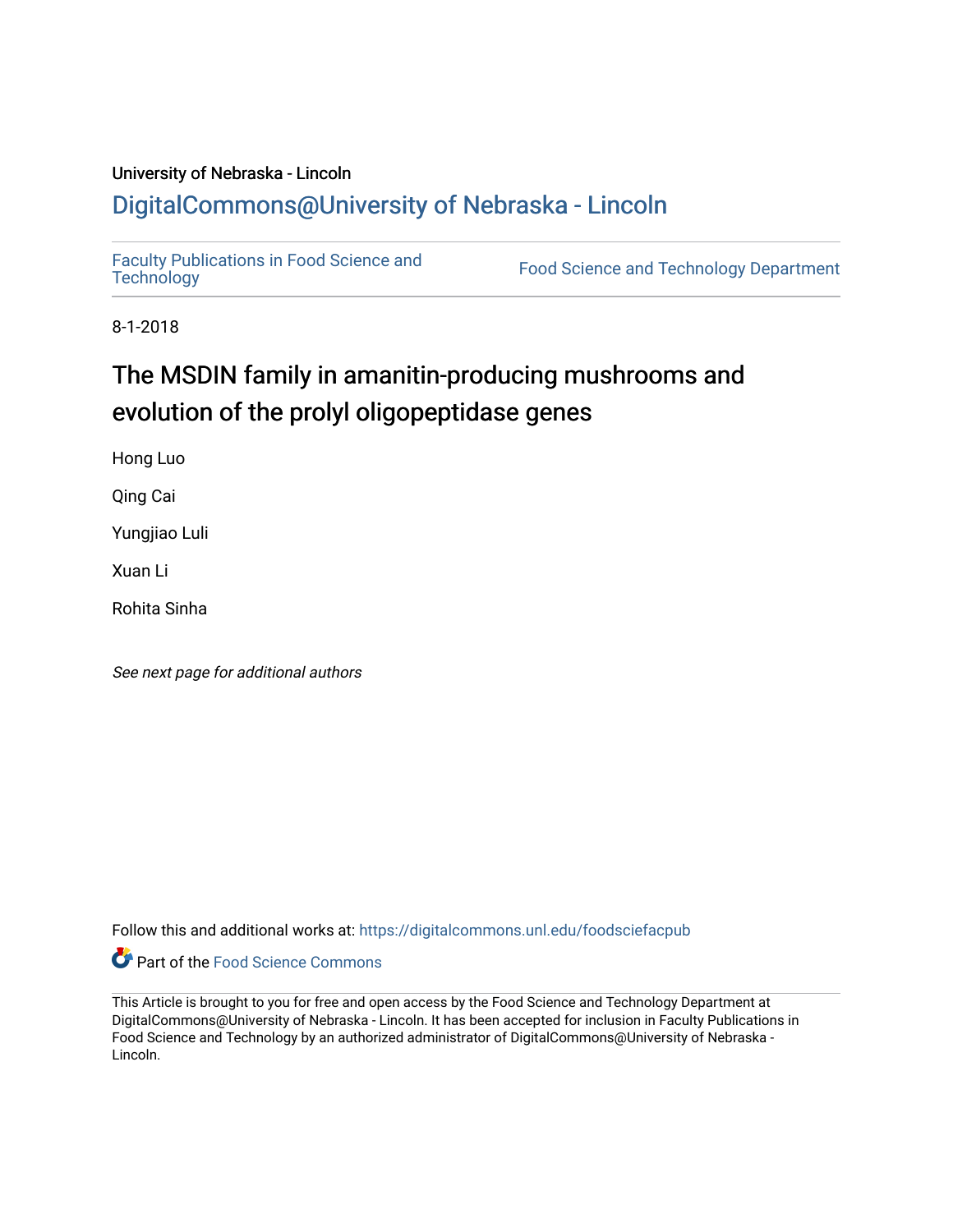University of Nebraska - Lincoln

DigitalCommons@University of Nebraska - Lincoln

Faculty Publications in Food Science and Technology

Food Science and Technology Department

8-1-2018

# The MSDIN family in amanitin-producing mushrooms and evolution of the prolyl oligopeptidase genes

Hong Luo

Qing Cai

Yungjiao Luli

Xuan Li

Rohita Sinha

*See next page for additional authors*

Follow this and additional works at: https://digitalcommons.unl.edu/foodsciefacpub

Part of the Food Science Commons

This Article is brought to you for free and open access by the Food Science and Technology Department at DigitalCommons@University of Nebraska - Lincoln. It has been accepted for inclusion in Faculty Publications in Food Science and Technology by an authorized administrator of DigitalCommons@University of Nebraska - Lincoln.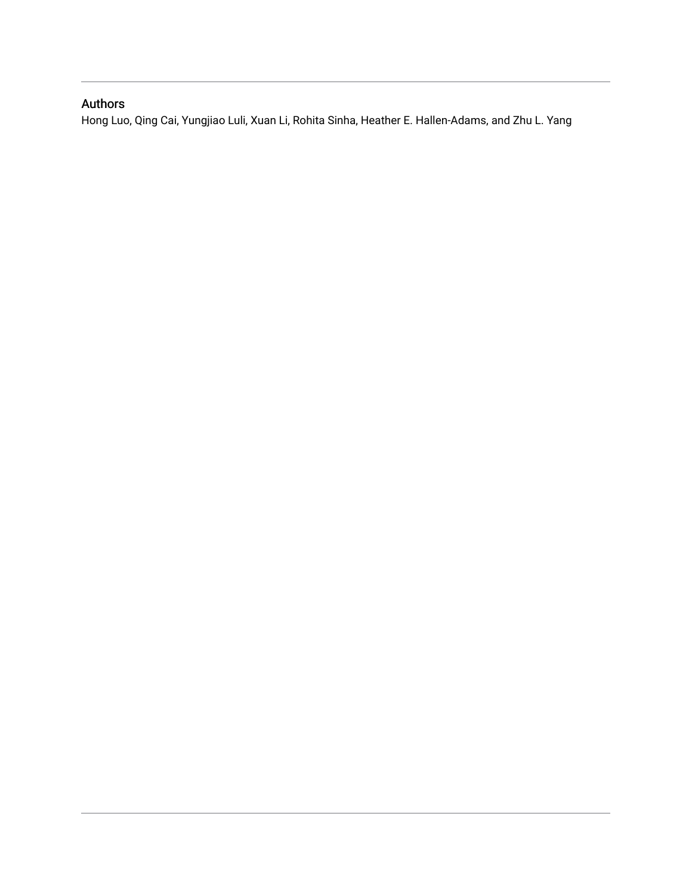## Authors

Hong Luo, Qing Cai, Yungjiao Luli, Xuan Li, Rohita Sinha, Heather E. Hallen-Adams, and Zhu L. Yang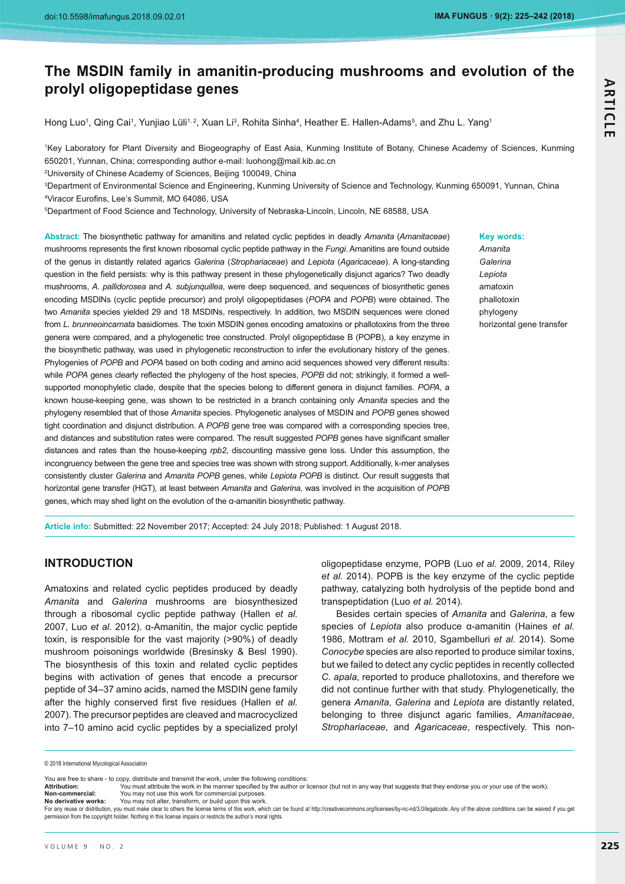# The MSDIN family in amanitin-producing mushrooms and evolution of the prolyl oligopeptidase genes

Hong Luo[1], Qing Cai[1], Yunjiao Lüli[1, 2], Xuan Li[3], Rohita Sinha[4], Heather E. Hallen-Adams[5], and Zhu L. Yang[1]

[1]Key Laboratory for Plant Diversity and Biogeography of East Asia, Kunming Institute of Botany, Chinese Academy of Sciences, Kunming 650201, Yunnan, China; corresponding author e-mail: luohong@mail.kib.ac.cn

[2]University of Chinese Academy of Sciences, Beijing 100049, China

[3]Department of Environmental Science and Engineering, Kunming University of Science and Technology, Kunming 650091, Yunnan, China

[4]Viracor Eurofins, Lee's Summit, MO 64086, USA

[5]Department of Food Science and Technology, University of Nebraska-Lincoln, Lincoln, NE 68588, USA

**Abstract:** The biosynthetic pathway for amanitins and related cyclic peptides in deadly *Amanita* (*Amanitaceae*) mushrooms represents the first known ribosomal cyclic peptide pathway in the *Fungi*. Amanitins are found outside of the genus in distantly related agarics *Galerina* (*Strophariaceae*) and *Lepiota* (*Agaricaceae*). A long-standing question in the field persists: why is this pathway present in these phylogenetically disjunct agarics? Two deadly mushrooms, *A. pallidorosea* and *A. subjunquillea*, were deep sequenced, and sequences of biosynthetic genes encoding MSDINs (cyclic peptide precursor) and prolyl oligopeptidases (*POPA* and *POPB*) were obtained. The two *Amanita* species yielded 29 and 18 MSDINs, respectively. In addition, two MSDIN sequences were cloned from *L. brunneoincarnata* basidiomes. The toxin MSDIN genes encoding amatoxins or phallotoxins from the three genera were compared, and a phylogenetic tree constructed. Prolyl oligopeptidase B (POPB), a key enzyme in the biosynthetic pathway, was used in phylogenetic reconstruction to infer the evolutionary history of the genes. Phylogenies of *POPB* and *POPA* based on both coding and amino acid sequences showed very different results: while *POPA* genes clearly reflected the phylogeny of the host species, *POPB* did not; strikingly, it formed a well-supported monophyletic clade, despite that the species belong to different genera in disjunct families. *POPA*, a known house-keeping gene, was shown to be restricted in a branch containing only *Amanita* species and the phylogeny resembled that of those *Amanita* species. Phylogenetic analyses of MSDIN and *POPB* genes showed tight coordination and disjunct distribution. A *POPB* gene tree was compared with a corresponding species tree, and distances and substitution rates were compared. The result suggested *POPB* genes have significant smaller distances and rates than the house-keeping *rpb2*, discounting massive gene loss. Under this assumption, the incongruency between the gene tree and species tree was shown with strong support. Additionally, k-mer analyses consistently cluster *Galerina* and *Amanita POPB* genes, while *Lepiota POPB* is distinct. Our result suggests that horizontal gene transfer (HGT), at least between *Amanita* and *Galerina,* was involved in the acquisition of *POPB* genes, which may shed light on the evolution of the α-amanitin biosynthetic pathway.

**Key words:**
*Amanita*
*Galerina*
*Lepiota*
amatoxin
phallotoxin
phylogeny
horizontal gene transfer

**Article info:** Submitted: 22 November 2017; Accepted: 24 July 2018; Published: 1 August 2018.

## INTRODUCTION

Amatoxins and related cyclic peptides produced by deadly *Amanita* and *Galerina* mushrooms are biosynthesized through a ribosomal cyclic peptide pathway (Hallen *et al.* 2007, Luo *et al.* 2012). α-Amanitin, the major cyclic peptide toxin, is responsible for the vast majority (>90%) of deadly mushroom poisonings worldwide (Bresinsky & Besl 1990). The biosynthesis of this toxin and related cyclic peptides begins with activation of genes that encode a precursor peptide of 34–37 amino acids, named the MSDIN gene family after the highly conserved first five residues (Hallen *et al.* 2007). The precursor peptides are cleaved and macrocyclized into 7–10 amino acid cyclic peptides by a specialized prolyl oligopeptidase enzyme, POPB (Luo *et al.* 2009, 2014, Riley *et al.* 2014). POPB is the key enzyme of the cyclic peptide pathway, catalyzing both hydrolysis of the peptide bond and transpeptidation (Luo *et al.* 2014).

Besides certain species of *Amanita* and *Galerina*, a few species of *Lepiota* also produce α-amanitin (Haines *et al.* 1986, Mottram *et al.* 2010, Sgambelluri *et al.* 2014). Some *Conocybe* species are also reported to produce similar toxins, but we failed to detect any cyclic peptides in recently collected *C. apala*, reported to produce phallotoxins, and therefore we did not continue further with that study. Phylogenetically, the genera *Amanita*, *Galerina* and *Lepiota* are distantly related, belonging to three disjunct agaric families, *Amanitaceae*, *Strophariaceae*, and *Agaricaceae*, respectively. This non-

© 2018 International Mycological Association

You are free to share - to copy, distribute and transmit the work, under the following conditions:
**Attribution:** You must attribute the work in the manner specified by the author or licensor (but not in any way that suggests that they endorse you or your use of the work).
**Non-commercial:** You may not use this work for commercial purposes.
**No derivative works:** You may not alter, transform, or build upon this work.
For any reuse or distribution, you must make clear to others the license terms of this work, which can be found at http://creativecommons.org/licenses/by-nc-nd/3.0/legalcode. Any of the above conditions can be waived if you get permission from the copyright holder. Nothing in this license impairs or restricts the author's moral rights.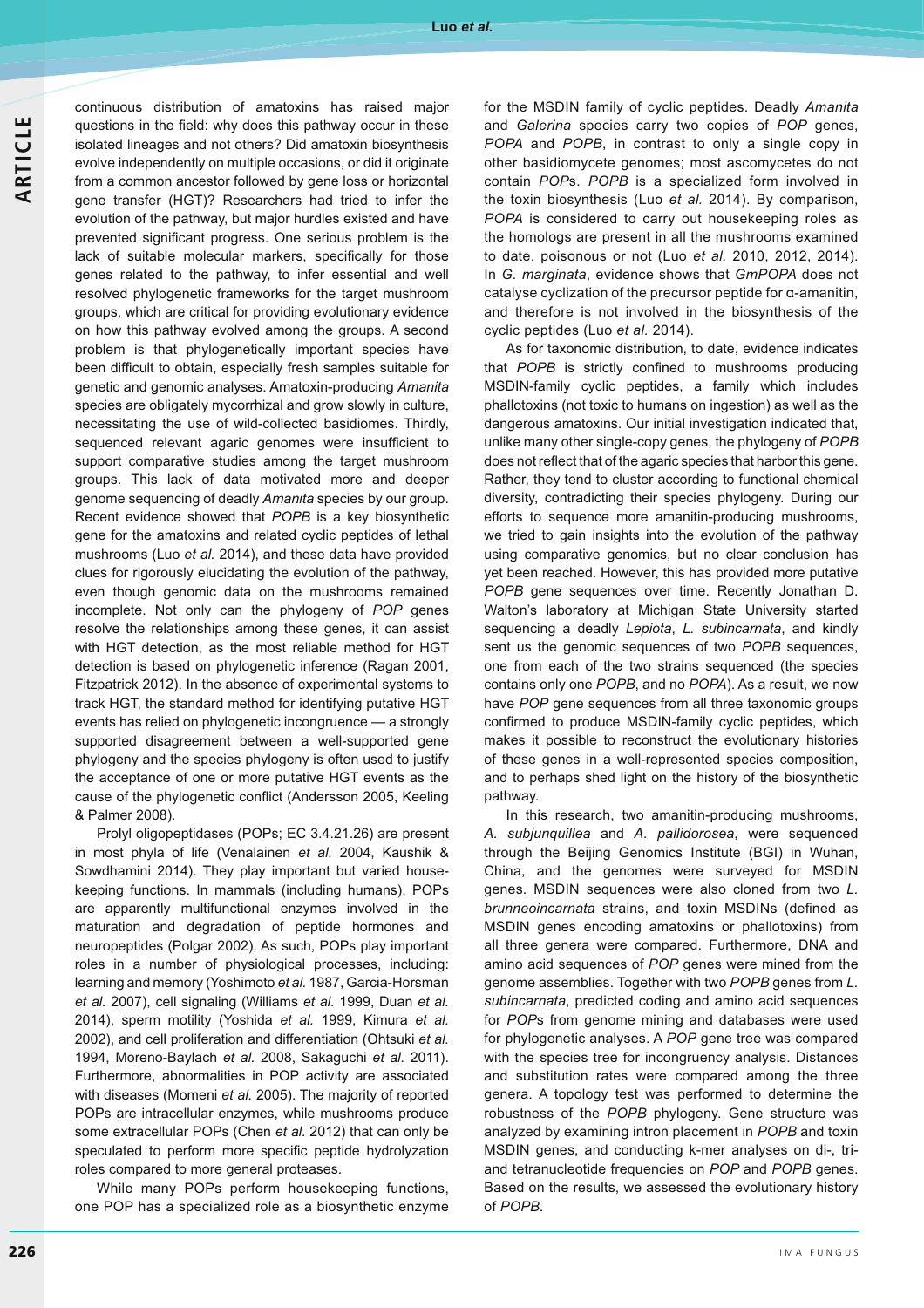continuous distribution of amatoxins has raised major questions in the field: why does this pathway occur in these isolated lineages and not others? Did amatoxin biosynthesis evolve independently on multiple occasions, or did it originate from a common ancestor followed by gene loss or horizontal gene transfer (HGT)? Researchers had tried to infer the evolution of the pathway, but major hurdles existed and have prevented significant progress. One serious problem is the lack of suitable molecular markers, specifically for those genes related to the pathway, to infer essential and well resolved phylogenetic frameworks for the target mushroom groups, which are critical for providing evolutionary evidence on how this pathway evolved among the groups. A second problem is that phylogenetically important species have been difficult to obtain, especially fresh samples suitable for genetic and genomic analyses. Amatoxin-producing *Amanita* species are obligately mycorrhizal and grow slowly in culture, necessitating the use of wild-collected basidiomes. Thirdly, sequenced relevant agaric genomes were insufficient to support comparative studies among the target mushroom groups. This lack of data motivated more and deeper genome sequencing of deadly *Amanita* species by our group. Recent evidence showed that *POPB* is a key biosynthetic gene for the amatoxins and related cyclic peptides of lethal mushrooms (Luo *et al.* 2014), and these data have provided clues for rigorously elucidating the evolution of the pathway, even though genomic data on the mushrooms remained incomplete. Not only can the phylogeny of *POP* genes resolve the relationships among these genes, it can assist with HGT detection, as the most reliable method for HGT detection is based on phylogenetic inference (Ragan 2001, Fitzpatrick 2012). In the absence of experimental systems to track HGT, the standard method for identifying putative HGT events has relied on phylogenetic incongruence — a strongly supported disagreement between a well-supported gene phylogeny and the species phylogeny is often used to justify the acceptance of one or more putative HGT events as the cause of the phylogenetic conflict (Andersson 2005, Keeling & Palmer 2008).

Prolyl oligopeptidases (POPs; EC 3.4.21.26) are present in most phyla of life (Venalainen *et al.* 2004, Kaushik & Sowdhamini 2014). They play important but varied housekeeping functions. In mammals (including humans), POPs are apparently multifunctional enzymes involved in the maturation and degradation of peptide hormones and neuropeptides (Polgar 2002). As such, POPs play important roles in a number of physiological processes, including: learning and memory (Yoshimoto *et al.* 1987, Garcia-Horsman *et al.* 2007), cell signaling (Williams *et al.* 1999, Duan *et al.* 2014), sperm motility (Yoshida *et al.* 1999, Kimura *et al.* 2002), and cell proliferation and differentiation (Ohtsuki *et al.* 1994, Moreno-Baylach *et al.* 2008, Sakaguchi *et al.* 2011). Furthermore, abnormalities in POP activity are associated with diseases (Momeni *et al.* 2005). The majority of reported POPs are intracellular enzymes, while mushrooms produce some extracellular POPs (Chen *et al.* 2012) that can only be speculated to perform more specific peptide hydrolyzation roles compared to more general proteases.

While many POPs perform housekeeping functions, one POP has a specialized role as a biosynthetic enzyme for the MSDIN family of cyclic peptides. Deadly *Amanita* and *Galerina* species carry two copies of *POP* genes, *POPA* and *POPB*, in contrast to only a single copy in other basidiomycete genomes; most ascomycetes do not contain *POP*s. *POPB* is a specialized form involved in the toxin biosynthesis (Luo *et al.* 2014). By comparison, *POPA* is considered to carry out housekeeping roles as the homologs are present in all the mushrooms examined to date, poisonous or not (Luo *et al.* 2010, 2012, 2014). In *G. marginata*, evidence shows that *GmPOPA* does not catalyse cyclization of the precursor peptide for α-amanitin, and therefore is not involved in the biosynthesis of the cyclic peptides (Luo *et al*. 2014).

As for taxonomic distribution, to date, evidence indicates that *POPB* is strictly confined to mushrooms producing MSDIN-family cyclic peptides, a family which includes phallotoxins (not toxic to humans on ingestion) as well as the dangerous amatoxins. Our initial investigation indicated that, unlike many other single-copy genes, the phylogeny of *POPB* does not reflect that of the agaric species that harbor this gene. Rather, they tend to cluster according to functional chemical diversity, contradicting their species phylogeny. During our efforts to sequence more amanitin-producing mushrooms, we tried to gain insights into the evolution of the pathway using comparative genomics, but no clear conclusion has yet been reached. However, this has provided more putative *POPB* gene sequences over time. Recently Jonathan D. Walton's laboratory at Michigan State University started sequencing a deadly *Lepiota*, *L. subincarnata*, and kindly sent us the genomic sequences of two *POPB* sequences, one from each of the two strains sequenced (the species contains only one *POPB*, and no *POPA*). As a result, we now have *POP* gene sequences from all three taxonomic groups confirmed to produce MSDIN-family cyclic peptides, which makes it possible to reconstruct the evolutionary histories of these genes in a well-represented species composition, and to perhaps shed light on the history of the biosynthetic pathway.

In this research, two amanitin-producing mushrooms, *A. subjunquillea* and *A. pallidorosea*, were sequenced through the Beijing Genomics Institute (BGI) in Wuhan, China, and the genomes were surveyed for MSDIN genes. MSDIN sequences were also cloned from two *L. brunneoincarnata* strains, and toxin MSDINs (defined as MSDIN genes encoding amatoxins or phallotoxins) from all three genera were compared. Furthermore, DNA and amino acid sequences of *POP* genes were mined from the genome assemblies. Together with two *POPB* genes from *L. subincarnata*, predicted coding and amino acid sequences for *POP*s from genome mining and databases were used for phylogenetic analyses. A *POP* gene tree was compared with the species tree for incongruency analysis. Distances and substitution rates were compared among the three genera. A topology test was performed to determine the robustness of the *POPB* phylogeny. Gene structure was analyzed by examining intron placement in *POPB* and toxin MSDIN genes, and conducting k-mer analyses on di-, tri- and tetranucleotide frequencies on *POP* and *POPB* genes. Based on the results, we assessed the evolutionary history of *POPB*.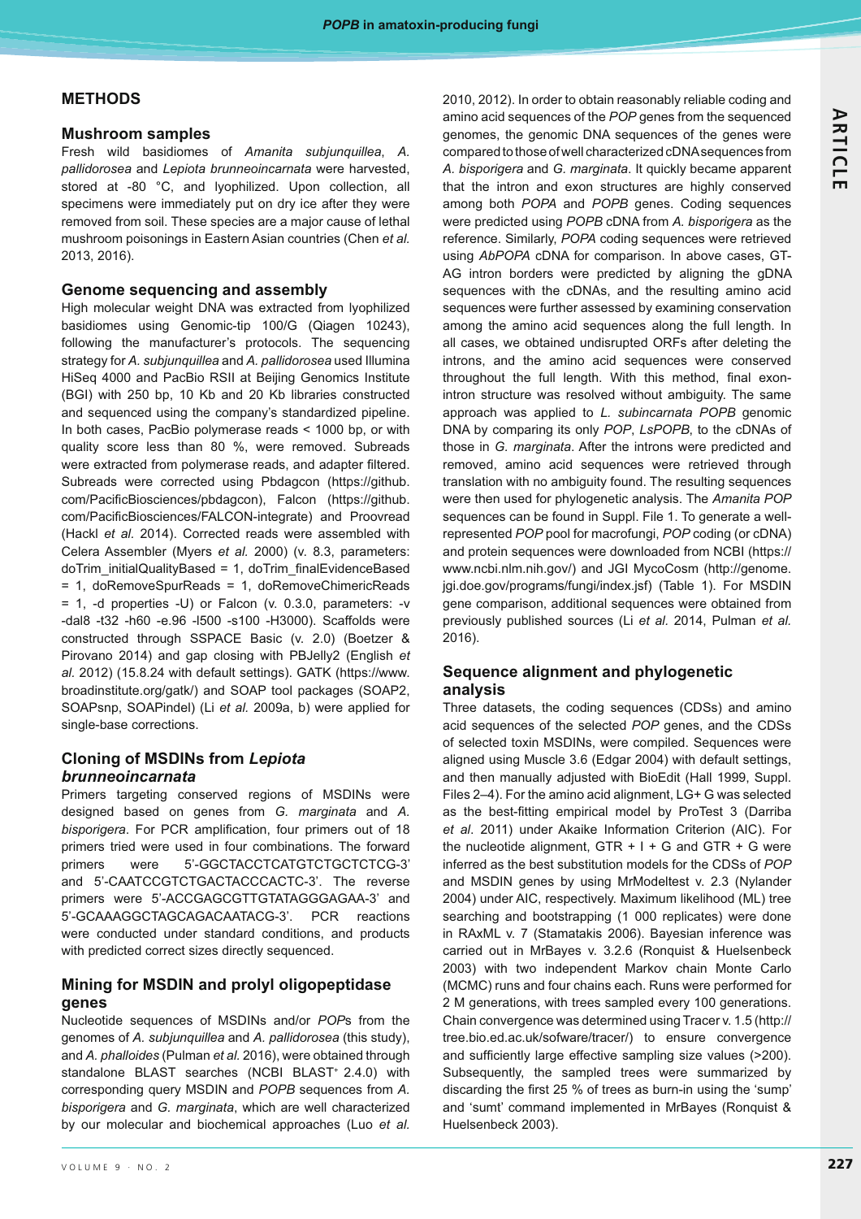## METHODS

### Mushroom samples

Fresh wild basidiomes of *Amanita subjunquillea*, *A. pallidorosea* and *Lepiota brunneoincarnata* were harvested, stored at -80 °C, and lyophilized. Upon collection, all specimens were immediately put on dry ice after they were removed from soil. These species are a major cause of lethal mushroom poisonings in Eastern Asian countries (Chen *et al.* 2013, 2016).

### Genome sequencing and assembly

High molecular weight DNA was extracted from lyophilized basidiomes using Genomic-tip 100/G (Qiagen 10243), following the manufacturer's protocols. The sequencing strategy for *A. subjunquillea* and *A. pallidorosea* used Illumina HiSeq 4000 and PacBio RSII at Beijing Genomics Institute (BGI) with 250 bp, 10 Kb and 20 Kb libraries constructed and sequenced using the company's standardized pipeline. In both cases, PacBio polymerase reads < 1000 bp, or with quality score less than 80 %, were removed. Subreads were extracted from polymerase reads, and adapter filtered. Subreads were corrected using Pbdagcon (https://github.com/PacificBiosciences/pbdagcon), Falcon (https://github.com/PacificBiosciences/FALCON-integrate) and Proovread (Hackl *et al.* 2014). Corrected reads were assembled with Celera Assembler (Myers *et al.* 2000) (v. 8.3, parameters: doTrim_initialQualityBased = 1, doTrim_finalEvidenceBased = 1, doRemoveSpurReads = 1, doRemoveChimericReads = 1, -d properties -U) or Falcon (v. 0.3.0, parameters: -v -dal8 -t32 -h60 -e.96 -l500 -s100 -H3000). Scaffolds were constructed through SSPACE Basic (v. 2.0) (Boetzer & Pirovano 2014) and gap closing with PBJelly2 (English *et al.* 2012) (15.8.24 with default settings). GATK (https://www.broadinstitute.org/gatk/) and SOAP tool packages (SOAP2, SOAPsnp, SOAPindel) (Li *et al.* 2009a, b) were applied for single-base corrections.

### Cloning of MSDINs from *Lepiota brunneoincarnata*

Primers targeting conserved regions of MSDINs were designed based on genes from *G. marginata* and *A. bisporigera*. For PCR amplification, four primers out of 18 primers tried were used in four combinations. The forward primers were 5'-GGCTACCTCATGTCTGCTCTCG-3' and 5'-CAATCCGTCTGACTACCCACTC-3'. The reverse primers were 5'-ACCGAGCGTTGTATAGGGAGAA-3' and 5'-GCAAAGGCTAGCAGCAATACG-3'. PCR reactions were conducted under standard conditions, and products with predicted correct sizes directly sequenced.

### Mining for MSDIN and prolyl oligopeptidase genes

Nucleotide sequences of MSDINs and/or *POP*s from the genomes of *A. subjunquillea* and *A. pallidorosea* (this study), and *A. phalloides* (Pulman *et al.* 2016), were obtained through standalone BLAST searches (NCBI BLAST+ 2.4.0) with corresponding query MSDIN and *POPB* sequences from *A. bisporigera* and *G. marginata*, which are well characterized by our molecular and biochemical approaches (Luo *et al.* 2010, 2012). In order to obtain reasonably reliable coding and amino acid sequences of the *POP* genes from the sequenced genomes, the genomic DNA sequences of the genes were compared to those of well characterized cDNA sequences from *A. bisporigera* and *G. marginata*. It quickly became apparent that the intron and exon structures are highly conserved among both *POPA* and *POPB* genes. Coding sequences were predicted using *POPB* cDNA from *A. bisporigera* as the reference. Similarly, *POPA* coding sequences were retrieved using *AbPOPA* cDNA for comparison. In above cases, GT-AG intron borders were predicted by aligning the gDNA sequences with the cDNAs, and the resulting amino acid sequences were further assessed by examining conservation among the amino acid sequences along the full length. In all cases, we obtained undisrupted ORFs after deleting the introns, and the amino acid sequences were conserved throughout the full length. With this method, final exon-intron structure was resolved without ambiguity. The same approach was applied to *L. subincarnata POPB* genomic DNA by comparing its only *POP*, *LsPOPB*, to the cDNAs of those in *G. marginata*. After the introns were predicted and removed, amino acid sequences were retrieved through translation with no ambiguity found. The resulting sequences were then used for phylogenetic analysis. The *Amanita POP* sequences can be found in Suppl. File 1. To generate a well-represented *POP* pool for macrofungi, *POP* coding (or cDNA) and protein sequences were downloaded from NCBI (https://www.ncbi.nlm.nih.gov/) and JGI MycoCosm (http://genome.jgi.doe.gov/programs/fungi/index.jsf) (Table 1). For MSDIN gene comparison, additional sequences were obtained from previously published sources (Li *et al.* 2014, Pulman *et al.* 2016).

### Sequence alignment and phylogenetic analysis

Three datasets, the coding sequences (CDSs) and amino acid sequences of the selected *POP* genes, and the CDSs of selected toxin MSDINs, were compiled. Sequences were aligned using Muscle 3.6 (Edgar 2004) with default settings, and then manually adjusted with BioEdit (Hall 1999, Suppl. Files 2–4). For the amino acid alignment, LG+ G was selected as the best-fitting empirical model by ProTest 3 (Darriba *et al*. 2011) under Akaike Information Criterion (AIC). For the nucleotide alignment, GTR + I + G and GTR + G were inferred as the best substitution models for the CDSs of *POP* and MSDIN genes by using MrModeltest v. 2.3 (Nylander 2004) under AIC, respectively. Maximum likelihood (ML) tree searching and bootstrapping (1 000 replicates) were done in RAxML v. 7 (Stamatakis 2006). Bayesian inference was carried out in MrBayes v. 3.2.6 (Ronquist & Huelsenbeck 2003) with two independent Markov chain Monte Carlo (MCMC) runs and four chains each. Runs were performed for 2 M generations, with trees sampled every 100 generations. Chain convergence was determined using Tracer v. 1.5 (http://tree.bio.ed.ac.uk/sofware/tracer/) to ensure convergence and sufficiently large effective sampling size values (>200). Subsequently, the sampled trees were summarized by discarding the first 25 % of trees as burn-in using the 'sump' and 'sumt' command implemented in MrBayes (Ronquist & Huelsenbeck 2003).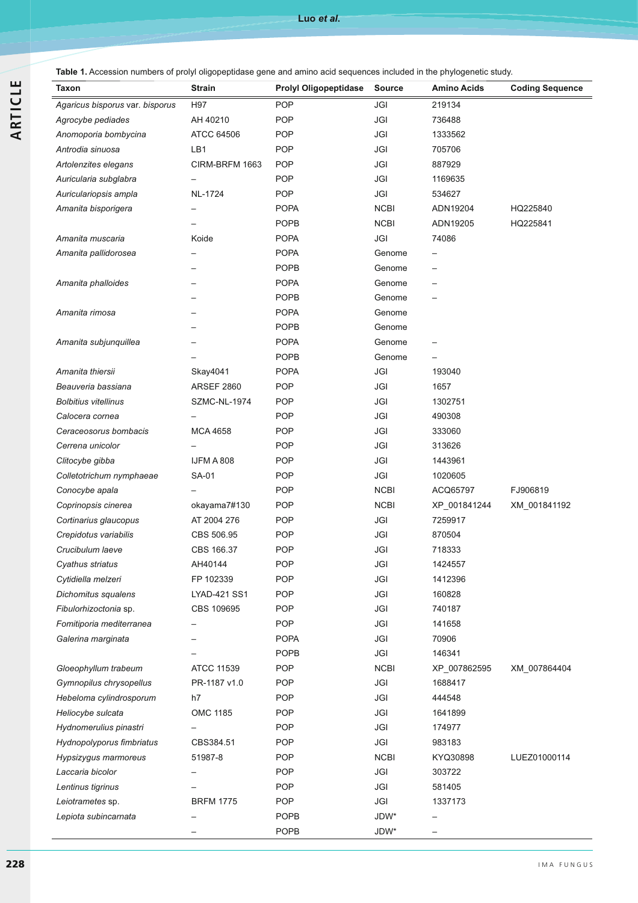**Table 1.** Accession numbers of prolyl oligopeptidase gene and amino acid sequences included in the phylogenetic study.

| Taxon | Strain | Prolyl Oligopeptidase | Source | Amino Acids | Coding Sequence |
|---|---|---|---|---|---|
| *Agaricus bisporus* var. *bisporus* | H97 | POP | JGI | 219134 | |
| *Agrocybe pediades* | AH 40210 | POP | JGI | 736488 | |
| *Anomoporia bombycina* | ATCC 64506 | POP | JGI | 1333562 | |
| *Antrodia sinuosa* | LB1 | POP | JGI | 705706 | |
| *Artolenzites elegans* | CIRM-BRFM 1663 | POP | JGI | 887929 | |
| *Auricularia subglabra* | – | POP | JGI | 1169635 | |
| *Auriculariopsis ampla* | NL-1724 | POP | JGI | 534627 | |
| *Amanita bisporigera* | – | POPA | NCBI | ADN19204 | HQ225840 |
| | – | POPB | NCBI | ADN19205 | HQ225841 |
| *Amanita muscaria* | Koide | POPA | JGI | 74086 | |
| *Amanita pallidorosea* | – | POPA | Genome | – | |
| | – | POPB | Genome | – | |
| *Amanita phalloides* | – | POPA | Genome | – | |
| | – | POPB | Genome | – | |
| *Amanita rimosa* | – | POPA | Genome | | |
| | – | POPB | Genome | | |
| *Amanita subjunquillea* | – | POPA | Genome | – | |
| | – | POPB | Genome | – | |
| *Amanita thiersii* | Skay4041 | POPA | JGI | 193040 | |
| *Beauveria bassiana* | ARSEF 2860 | POP | JGI | 1657 | |
| *Bolbitius vitellinus* | SZMC-NL-1974 | POP | JGI | 1302751 | |
| *Calocera cornea* | – | POP | JGI | 490308 | |
| *Ceraceosorus bombacis* | MCA 4658 | POP | JGI | 333060 | |
| *Cerrena unicolor* | – | POP | JGI | 313626 | |
| *Clitocybe gibba* | IJFM A 808 | POP | JGI | 1443961 | |
| *Colletotrichum nymphaeae* | SA-01 | POP | JGI | 1020605 | |
| *Conocybe apala* | – | POP | NCBI | ACQ65797 | FJ906819 |
| *Coprinopsis cinerea* | okayama7#130 | POP | NCBI | XP_001841244 | XM_001841192 |
| *Cortinarius glaucopus* | AT 2004 276 | POP | JGI | 7259917 | |
| *Crepidotus variabilis* | CBS 506.95 | POP | JGI | 870504 | |
| *Crucibulum laeve* | CBS 166.37 | POP | JGI | 718333 | |
| *Cyathus striatus* | AH40144 | POP | JGI | 1424557 | |
| *Cytidiella melzeri* | FP 102339 | POP | JGI | 1412396 | |
| *Dichomitus squalens* | LYAD-421 SS1 | POP | JGI | 160828 | |
| *Fibulorhizoctonia* sp. | CBS 109695 | POP | JGI | 740187 | |
| *Fomitiporia mediterranea* | – | POP | JGI | 141658 | |
| *Galerina marginata* | – | POPA | JGI | 70906 | |
| | – | POPB | JGI | 146341 | |
| *Gloeophyllum trabeum* | ATCC 11539 | POP | NCBI | XP_007862595 | XM_007864404 |
| *Gymnopilus chrysopellus* | PR-1187 v1.0 | POP | JGI | 1688417 | |
| *Hebeloma cylindrosporum* | h7 | POP | JGI | 444548 | |
| *Heliocybe sulcata* | OMC 1185 | POP | JGI | 1641899 | |
| *Hydnomerulius pinastri* | – | POP | JGI | 174977 | |
| *Hydnopolyporus fimbriatus* | CBS384.51 | POP | JGI | 983183 | |
| *Hypsizygus marmoreus* | 51987-8 | POP | NCBI | KYQ30898 | LUEZ01000114 |
| *Laccaria bicolor* | – | POP | JGI | 303722 | |
| *Lentinus tigrinus* | – | POP | JGI | 581405 | |
| *Leiotrametes* sp. | BRFM 1775 | POP | JGI | 1337173 | |
| *Lepiota subincarnata* | – | POPB | JDW* | – | |
| | – | POPB | JDW* | – | |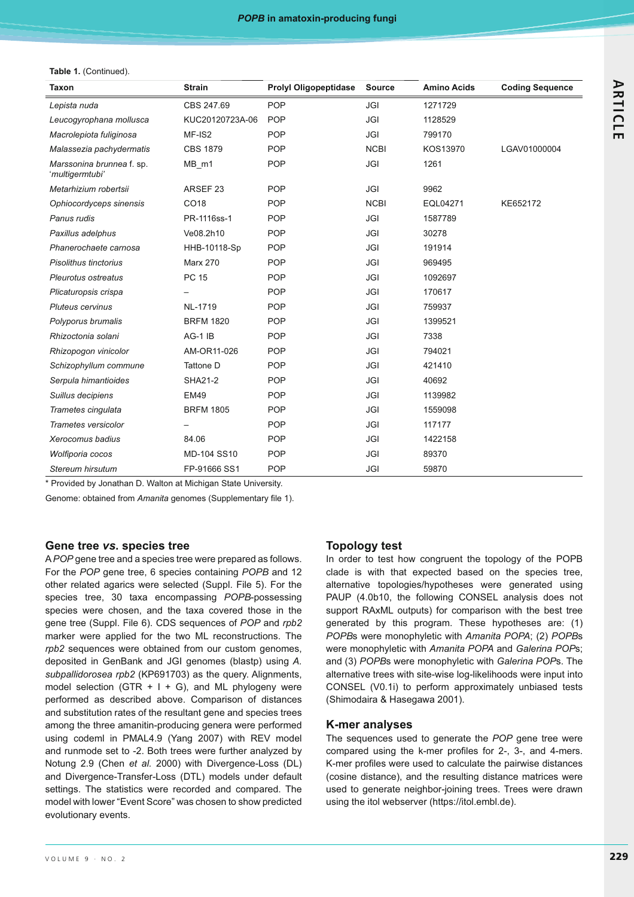**Table 1.** (Continued).

| Taxon | Strain | Prolyl Oligopeptidase | Source | Amino Acids | Coding Sequence |
|---|---|---|---|---|---|
| *Lepista nuda* | CBS 247.69 | POP | JGI | 1271729 | |
| *Leucogyrophana mollusca* | KUC20120723A-06 | POP | JGI | 1128529 | |
| *Macrolepiota fuliginosa* | MF-IS2 | POP | JGI | 799170 | |
| *Malassezia pachydermatis* | CBS 1879 | POP | NCBI | KOS13970 | LGAV01000004 |
| *Marssonina brunnea* f. sp. '*multigermtubi*' | MB_m1 | POP | JGI | 1261 | |
| *Metarhizium robertsii* | ARSEF 23 | POP | JGI | 9962 | |
| *Ophiocordyceps sinensis* | CO18 | POP | NCBI | EQL04271 | KE652172 |
| *Panus rudis* | PR-1116ss-1 | POP | JGI | 1587789 | |
| *Paxillus adelphus* | Ve08.2h10 | POP | JGI | 30278 | |
| *Phanerochaete carnosa* | HHB-10118-Sp | POP | JGI | 191914 | |
| *Pisolithus tinctorius* | Marx 270 | POP | JGI | 969495 | |
| *Pleurotus ostreatus* | PC 15 | POP | JGI | 1092697 | |
| *Plicaturopsis crispa* | – | POP | JGI | 170617 | |
| *Pluteus cervinus* | NL-1719 | POP | JGI | 759937 | |
| *Polyporus brumalis* | BRFM 1820 | POP | JGI | 1399521 | |
| *Rhizoctonia solani* | AG-1 IB | POP | JGI | 7338 | |
| *Rhizopogon vinicolor* | AM-OR11-026 | POP | JGI | 794021 | |
| *Schizophyllum commune* | Tattone D | POP | JGI | 421410 | |
| *Serpula himantioides* | SHA21-2 | POP | JGI | 40692 | |
| *Suillus decipiens* | EM49 | POP | JGI | 1139982 | |
| *Trametes cingulata* | BRFM 1805 | POP | JGI | 1559098 | |
| *Trametes versicolor* | – | POP | JGI | 117177 | |
| *Xerocomus badius* | 84.06 | POP | JGI | 1422158 | |
| *Wolfiporia cocos* | MD-104 SS10 | POP | JGI | 89370 | |
| *Stereum hirsutum* | FP-91666 SS1 | POP | JGI | 59870 | |

* Provided by Jonathan D. Walton at Michigan State University.

Genome: obtained from *Amanita* genomes (Supplementary file 1).

## Gene tree *vs.* species tree

A *POP* gene tree and a species tree were prepared as follows. For the *POP* gene tree, 6 species containing *POPB* and 12 other related agarics were selected (Suppl. File 5). For the species tree, 30 taxa encompassing *POPB*-possessing species were chosen, and the taxa covered those in the gene tree (Suppl. File 6). CDS sequences of *POP* and *rpb2* marker were applied for the two ML reconstructions. The *rpb2* sequences were obtained from our custom genomes, deposited in GenBank and JGI genomes (blastp) using *A. subpallidorosea rpb2* (KP691703) as the query. Alignments, model selection (GTR + I + G), and ML phylogeny were performed as described above. Comparison of distances and substitution rates of the resultant gene and species trees among the three amanitin-producing genera were performed using codeml in PMAL4.9 (Yang 2007) with REV model and runmode set to -2. Both trees were further analyzed by Notung 2.9 (Chen *et al.* 2000) with Divergence-Loss (DL) and Divergence-Transfer-Loss (DTL) models under default settings. The statistics were recorded and compared. The model with lower "Event Score" was chosen to show predicted evolutionary events.

## Topology test

In order to test how congruent the topology of the POPB clade is with that expected based on the species tree, alternative topologies/hypotheses were generated using PAUP (4.0b10, the following CONSEL analysis does not support RAxML outputs) for comparison with the best tree generated by this program. These hypotheses are: (1) *POPB*s were monophyletic with *Amanita POPA*; (2) *POPB*s were monophyletic with *Amanita POPA* and *Galerina POP*s; and (3) *POPB*s were monophyletic with *Galerina POP*s. The alternative trees with site-wise log-likelihoods were input into CONSEL (V0.1i) to perform approximately unbiased tests (Shimodaira & Hasegawa 2001).

## K-mer analyses

The sequences used to generate the *POP* gene tree were compared using the k-mer profiles for 2-, 3-, and 4-mers. K-mer profiles were used to calculate the pairwise distances (cosine distance), and the resulting distance matrices were used to generate neighbor-joining trees. Trees were drawn using the itol webserver (https://itol.embl.de).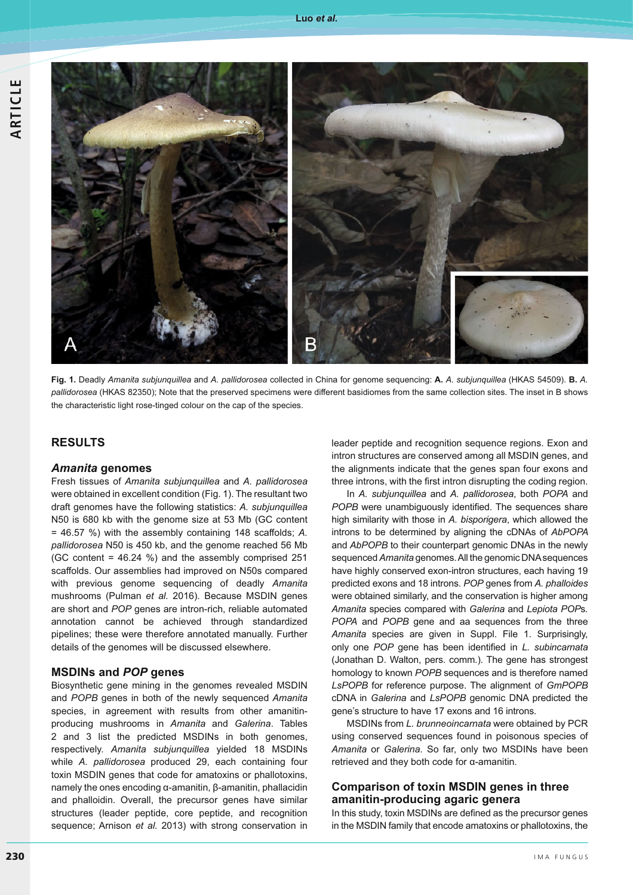**Fig. 1.** Deadly *Amanita subjunquillea* and *A. pallidorosea* collected in China for genome sequencing: **A.** *A. subjunquillea* (HKAS 54509). **B.** *A. pallidorosea* (HKAS 82350); Note that the preserved specimens were different basidiomes from the same collection sites. The inset in B shows the characteristic light rose-tinged colour on the cap of the species.

## RESULTS

### *Amanita* genomes

Fresh tissues of *Amanita subjunquillea* and *A. pallidorosea* were obtained in excellent condition (Fig. 1). The resultant two draft genomes have the following statistics: *A. subjunquillea* N50 is 680 kb with the genome size at 53 Mb (GC content = 46.57 %) with the assembly containing 148 scaffolds; *A. pallidorosea* N50 is 450 kb, and the genome reached 56 Mb (GC content = 46.24 %) and the assembly comprised 251 scaffolds. Our assemblies had improved on N50s compared with previous genome sequencing of deadly *Amanita* mushrooms (Pulman *et al.* 2016). Because MSDIN genes are short and *POP* genes are intron-rich, reliable automated annotation cannot be achieved through standardized pipelines; these were therefore annotated manually. Further details of the genomes will be discussed elsewhere.

### MSDINs and *POP* genes

Biosynthetic gene mining in the genomes revealed MSDIN and *POPB* genes in both of the newly sequenced *Amanita* species, in agreement with results from other amanitin-producing mushrooms in *Amanita* and *Galerina*. Tables 2 and 3 list the predicted MSDINs in both genomes, respectively. *Amanita subjunquillea* yielded 18 MSDINs while *A. pallidorosea* produced 29, each containing four toxin MSDIN genes that code for amatoxins or phallotoxins, namely the ones encoding α-amanitin, β-amanitin, phallacidin and phalloidin. Overall, the precursor genes have similar structures (leader peptide, core peptide, and recognition sequence; Arnison *et al.* 2013) with strong conservation in leader peptide and recognition sequence regions. Exon and intron structures are conserved among all MSDIN genes, and the alignments indicate that the genes span four exons and three introns, with the first intron disrupting the coding region.

In *A. subjunquillea* and *A. pallidorosea*, both *POPA* and *POPB* were unambiguously identified. The sequences share high similarity with those in *A. bisporigera*, which allowed the introns to be determined by aligning the cDNAs of *AbPOPA* and *AbPOPB* to their counterpart genomic DNAs in the newly sequenced *Amanita* genomes. All the genomic DNA sequences have highly conserved exon-intron structures, each having 19 predicted exons and 18 introns. *POP* genes from *A. phalloides* were obtained similarly, and the conservation is higher among *Amanita* species compared with *Galerina* and *Lepiota POP*s. *POPA* and *POPB* gene and aa sequences from the three *Amanita* species are given in Suppl. File 1. Surprisingly, only one *POP* gene has been identified in *L. subincarnata* (Jonathan D. Walton, pers. comm.). The gene has strongest homology to known *POPB* sequences and is therefore named *LsPOPB* for reference purpose. The alignment of *GmPOPB* cDNA in *Galerina* and *LsPOPB* genomic DNA predicted the gene's structure to have 17 exons and 16 introns.

MSDINs from *L. brunneoincarnata* were obtained by PCR using conserved sequences found in poisonous species of *Amanita* or *Galerina*. So far, only two MSDINs have been retrieved and they both code for α-amanitin.

### Comparison of toxin MSDIN genes in three amanitin-producing agaric genera

In this study, toxin MSDINs are defined as the precursor genes in the MSDIN family that encode amatoxins or phallotoxins, the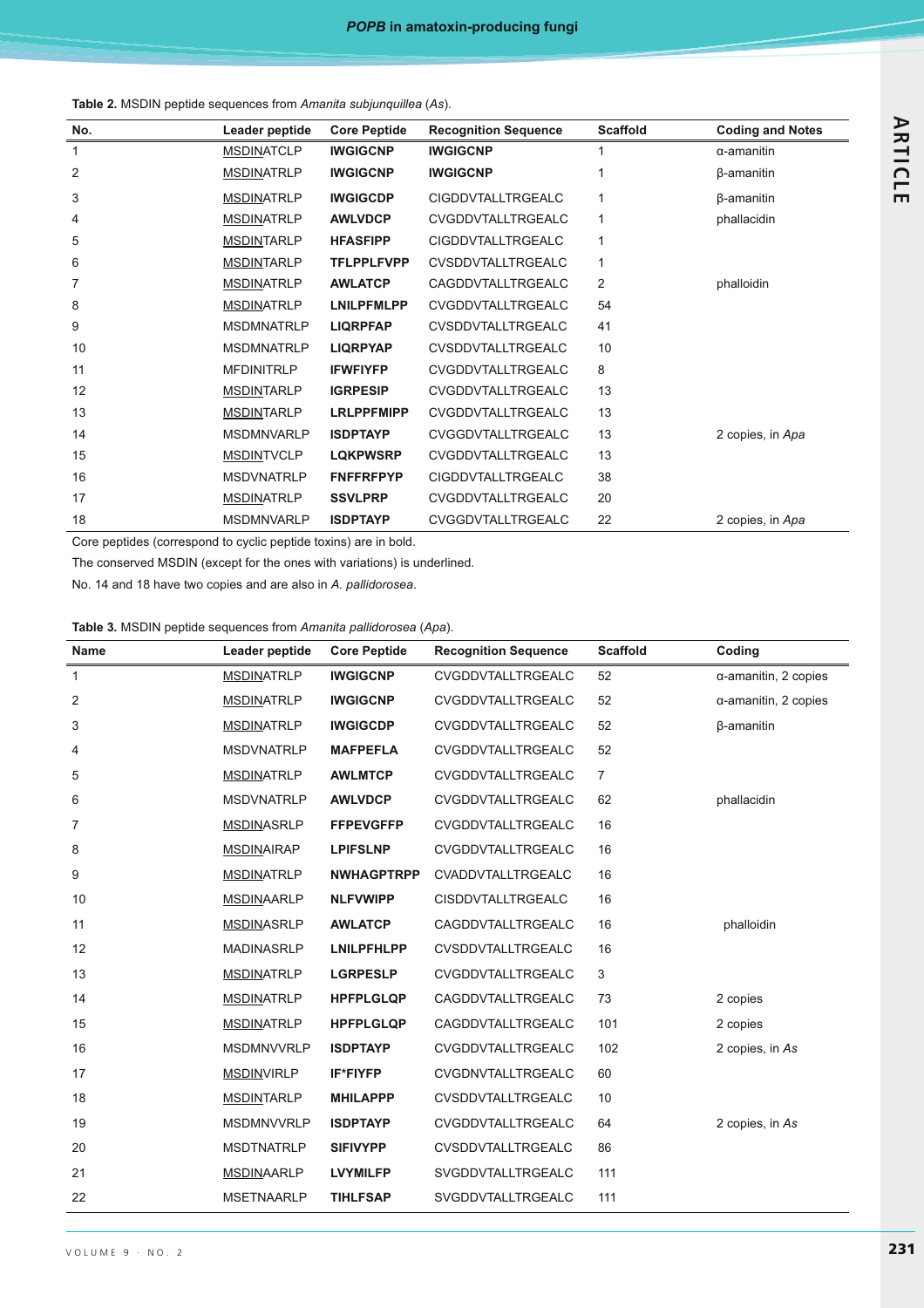**Table 2.** MSDIN peptide sequences from *Amanita subjunquillea* (*As*).

| No. | Leader peptide | Core Peptide | Recognition Sequence | Scaffold | Coding and Notes |
|---|---|---|---|---|---|
| 1 | <u>MSDIN</u>ATCLP | **IWGIGCNP** | **IWGIGCNP** | 1 | α-amanitin |
| 2 | <u>MSDIN</u>ATRLP | **IWGIGCNP** | **IWGIGCNP** | 1 | β-amanitin |
| 3 | <u>MSDIN</u>ATRLP | **IWGIGCDP** | CIGDDVTALLTRGEALC | 1 | β-amanitin |
| 4 | <u>MSDIN</u>ATRLP | **AWLVDCP** | CVGDDVTALLTRGEALC | 1 | phallacidin |
| 5 | <u>MSDIN</u>TARLP | **HFASFIPP** | CIGDDVTALLTRGEALC | 1 | |
| 6 | <u>MSDIN</u>TARLP | **TFLPPLFVPP** | CVSDDVTALLTRGEALC | 1 | |
| 7 | <u>MSDIN</u>ATRLP | **AWLATCP** | CAGDDVTALLTRGEALC | 2 | phalloidin |
| 8 | <u>MSDIN</u>ATRLP | **LNILPFMLPP** | CVGDDVTALLTRGEALC | 54 | |
| 9 | MSDMNATRLP | **LIQRPFAP** | CVSDDVTALLTRGEALC | 41 | |
| 10 | MSDMNATRLP | **LIQRPYAP** | CVSDDVTALLTRGEALC | 10 | |
| 11 | MFDINITRLP | **IFWFIYFP** | CVGDDVTALLTRGEALC | 8 | |
| 12 | <u>MSDIN</u>TARLP | **IGRPESIP** | CVGDDVTALLTRGEALC | 13 | |
| 13 | <u>MSDIN</u>TARLP | **LRLPPFMIPP** | CVGDDVTALLTRGEALC | 13 | |
| 14 | MSDMNVARLP | **ISDPTAYP** | CVGGDVTALLTRGEALC | 13 | 2 copies, in *Apa* |
| 15 | <u>MSDIN</u>TVCLP | **LQKPWSRP** | CVGDDVTALLTRGEALC | 13 | |
| 16 | MSDVNATRLP | **FNFFRFPYP** | CIGDDVTALLTRGEALC | 38 | |
| 17 | <u>MSDIN</u>ATRLP | **SSVLPRP** | CVGDDVTALLTRGEALC | 20 | |
| 18 | MSDMNVARLP | **ISDPTAYP** | CVGGDVTALLTRGEALC | 22 | 2 copies, in *Apa* |

Core peptides (correspond to cyclic peptide toxins) are in bold.

The conserved MSDIN (except for the ones with variations) is underlined.

No. 14 and 18 have two copies and are also in *A. pallidorosea*.

**Table 3.** MSDIN peptide sequences from *Amanita pallidorosea* (*Apa*).

| Name | Leader peptide | Core Peptide | Recognition Sequence | Scaffold | Coding |
|---|---|---|---|---|---|
| 1 | <u>MSDIN</u>ATRLP | **IWGIGCNP** | CVGDDVTALLTRGEALC | 52 | α-amanitin, 2 copies |
| 2 | <u>MSDIN</u>ATRLP | **IWGIGCNP** | CVGDDVTALLTRGEALC | 52 | α-amanitin, 2 copies |
| 3 | <u>MSDIN</u>ATRLP | **IWGIGCDP** | CVGDDVTALLTRGEALC | 52 | β-amanitin |
| 4 | MSDVNATRLP | **MAFPEFLA** | CVGDDVTALLTRGEALC | 52 | |
| 5 | <u>MSDIN</u>ATRLP | **AWLMTCP** | CVGDDVTALLTRGEALC | 7 | |
| 6 | MSDVNATRLP | **AWLVDCP** | CVGDDVTALLTRGEALC | 62 | phallacidin |
| 7 | <u>MSDIN</u>ASRLP | **FFPEVGFFP** | CVGDDVTALLTRGEALC | 16 | |
| 8 | <u>MSDIN</u>AIRAP | **LPIFSLNP** | CVGDDVTALLTRGEALC | 16 | |
| 9 | <u>MSDIN</u>ATRLP | **NWHAGPTRPP** | CVADDVTALLTRGEALC | 16 | |
| 10 | <u>MSDIN</u>AARLP | **NLFVWIPP** | CISDDVTALLTRGEALC | 16 | |
| 11 | <u>MSDIN</u>ASRLP | **AWLATCP** | CAGDDVTALLTRGEALC | 16 | phalloidin |
| 12 | MADINASRLP | **LNILPFHLPP** | CVSDDVTALLTRGEALC | 16 | |
| 13 | <u>MSDIN</u>ATRLP | **LGRPESLP** | CVGDDVTALLTRGEALC | 3 | |
| 14 | <u>MSDIN</u>ATRLP | **HPFPLGLQP** | CAGDDVTALLTRGEALC | 73 | 2 copies |
| 15 | <u>MSDIN</u>ATRLP | **HPFPLGLQP** | CAGDDVTALLTRGEALC | 101 | 2 copies |
| 16 | MSDMNVVRLP | **ISDPTAYP** | CVGDDVTALLTRGEALC | 102 | 2 copies, in *As* |
| 17 | <u>MSDIN</u>VIRLP | **IF*FIYFP** | CVGDNVTALLTRGEALC | 60 | |
| 18 | <u>MSDIN</u>TARLP | **MHILAPPP** | CVSDDVTALLTRGEALC | 10 | |
| 19 | MSDMNVVRLP | **ISDPTAYP** | CVGDDVTALLTRGEALC | 64 | 2 copies, in *As* |
| 20 | MSDTNATRLP | **SIFIVYPP** | CVSDDVTALLTRGEALC | 86 | |
| 21 | <u>MSDIN</u>AARLP | **LVYMILFP** | SVGDDVTALLTRGEALC | 111 | |
| 22 | MSETNAARLP | **TIHLFSAP** | SVGDDVTALLTRGEALC | 111 | |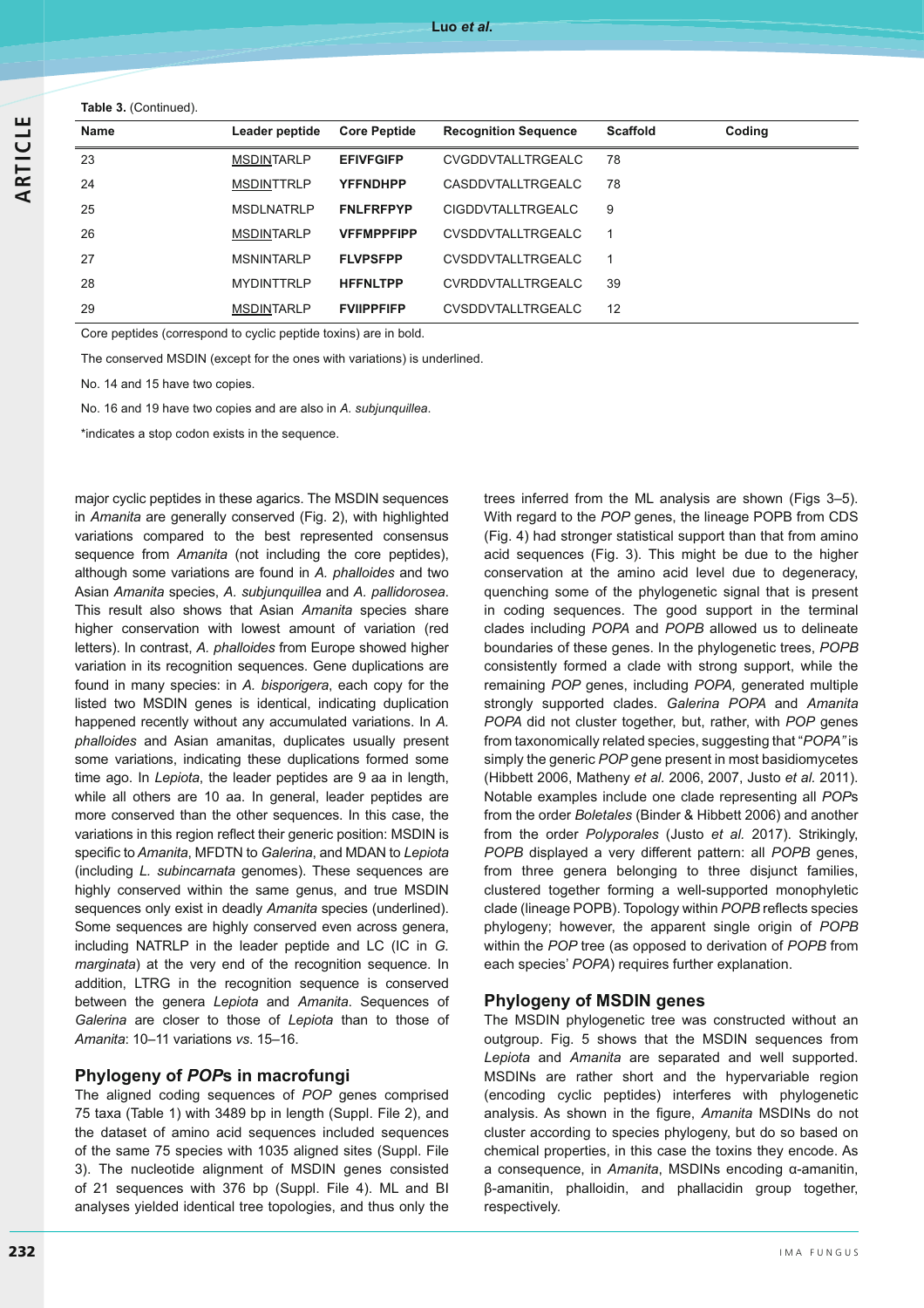**Table 3.** (Continued).

| Name | Leader peptide | Core Peptide | Recognition Sequence | Scaffold | Coding |
|---|---|---|---|---|---|
| 23 | <u>MSDIN</u>TARLP | **EFIVFGIFP** | CVGDDVTALLTRGEALC | 78 | |
| 24 | <u>MSDIN</u>TTRLP | **YFFNDHPP** | CASDDVTALLTRGEALC | 78 | |
| 25 | MSDLNATRLP | **FNLFRFPYP** | CIGDDVTALLTRGEALC | 9 | |
| 26 | <u>MSDIN</u>TARLP | **VFFMPPFIPP** | CVSDDVTALLTRGEALC | 1 | |
| 27 | MSNINTARLP | **FLVPSFPP** | CVSDDVTALLTRGEALC | 1 | |
| 28 | MYDINTTRLP | **HFFNLTPP** | CVRDDVTALLTRGEALC | 39 | |
| 29 | <u>MSDIN</u>TARLP | **FVIIPPFIFP** | CVSDDVTALLTRGEALC | 12 | |

Core peptides (correspond to cyclic peptide toxins) are in bold.

The conserved MSDIN (except for the ones with variations) is underlined.

No. 14 and 15 have two copies.

No. 16 and 19 have two copies and are also in *A. subjunquillea*.

*indicates a stop codon exists in the sequence.

major cyclic peptides in these agarics. The MSDIN sequences in *Amanita* are generally conserved (Fig. 2), with highlighted variations compared to the best represented consensus sequence from *Amanita* (not including the core peptides), although some variations are found in *A. phalloides* and two Asian *Amanita* species, *A. subjunquillea* and *A. pallidorosea*. This result also shows that Asian *Amanita* species share higher conservation with lowest amount of variation (red letters). In contrast, *A. phalloides* from Europe showed higher variation in its recognition sequences. Gene duplications are found in many species: in *A. bisporigera*, each copy for the listed two MSDIN genes is identical, indicating duplication happened recently without any accumulated variations. In *A. phalloides* and Asian amanitas, duplicates usually present some variations, indicating these duplications formed some time ago. In *Lepiota*, the leader peptides are 9 aa in length, while all others are 10 aa. In general, leader peptides are more conserved than the other sequences. In this case, the variations in this region reflect their generic position: MSDIN is specific to *Amanita*, MFDTN to *Galerina*, and MDAN to *Lepiota* (including *L. subincarnata* genomes). These sequences are highly conserved within the same genus, and true MSDIN sequences only exist in deadly *Amanita* species (underlined). Some sequences are highly conserved even across genera, including NATRLP in the leader peptide and LC (IC in *G. marginata*) at the very end of the recognition sequence. In addition, LTRG in the recognition sequence is conserved between the genera *Lepiota* and *Amanita*. Sequences of *Galerina* are closer to those of *Lepiota* than to those of *Amanita*: 10–11 variations *vs*. 15–16.

## Phylogeny of *POP*s in macrofungi

The aligned coding sequences of *POP* genes comprised 75 taxa (Table 1) with 3489 bp in length (Suppl. File 2), and the dataset of amino acid sequences included sequences of the same 75 species with 1035 aligned sites (Suppl. File 3). The nucleotide alignment of MSDIN genes consisted of 21 sequences with 376 bp (Suppl. File 4). ML and BI analyses yielded identical tree topologies, and thus only the trees inferred from the ML analysis are shown (Figs 3–5). With regard to the *POP* genes, the lineage POPB from CDS (Fig. 4) had stronger statistical support than that from amino acid sequences (Fig. 3). This might be due to the higher conservation at the amino acid level due to degeneracy, quenching some of the phylogenetic signal that is present in coding sequences. The good support in the terminal clades including *POPA* and *POPB* allowed us to delineate boundaries of these genes. In the phylogenetic trees, *POPB* consistently formed a clade with strong support, while the remaining *POP* genes, including *POPA,* generated multiple strongly supported clades. *Galerina POPA* and *Amanita POPA* did not cluster together, but, rather, with *POP* genes from taxonomically related species, suggesting that "*POPA"* is simply the generic *POP* gene present in most basidiomycetes (Hibbett 2006, Matheny *et al.* 2006, 2007, Justo *et al.* 2011). Notable examples include one clade representing all *POP*s from the order *Boletales* (Binder & Hibbett 2006) and another from the order *Polyporales* (Justo *et al.* 2017). Strikingly, *POPB* displayed a very different pattern: all *POPB* genes, from three genera belonging to three disjunct families, clustered together forming a well-supported monophyletic clade (lineage POPB). Topology within *POPB* reflects species phylogeny; however, the apparent single origin of *POPB* within the *POP* tree (as opposed to derivation of *POPB* from each species' *POPA*) requires further explanation.

## Phylogeny of MSDIN genes

The MSDIN phylogenetic tree was constructed without an outgroup. Fig. 5 shows that the MSDIN sequences from *Lepiota* and *Amanita* are separated and well supported. MSDINs are rather short and the hypervariable region (encoding cyclic peptides) interferes with phylogenetic analysis. As shown in the figure, *Amanita* MSDINs do not cluster according to species phylogeny, but do so based on chemical properties, in this case the toxins they encode. As a consequence, in *Amanita*, MSDINs encoding α-amanitin, β-amanitin, phalloidin, and phallacidin group together, respectively.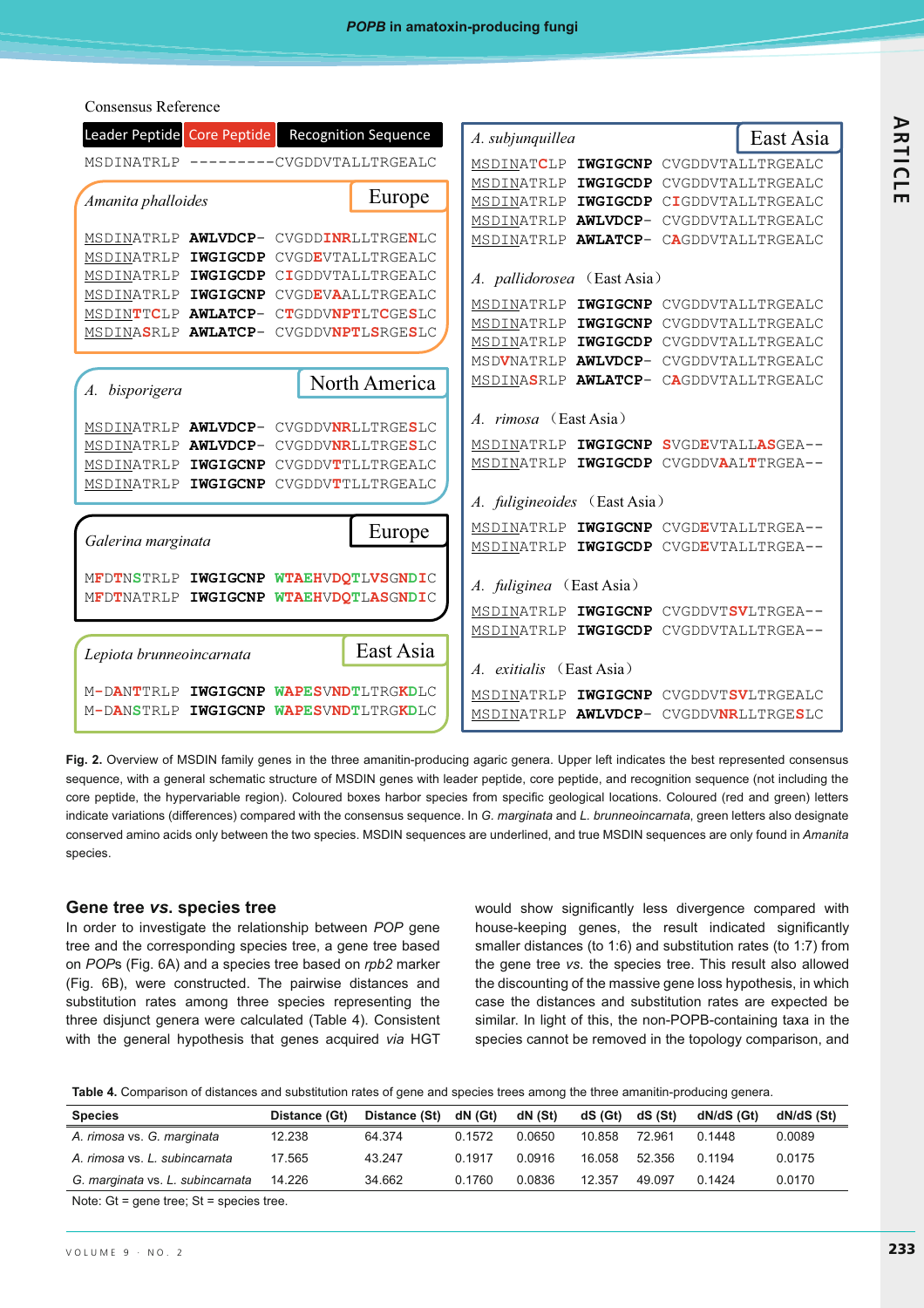Consensus Reference

Leader Peptide | Core Peptide | Recognition Sequence

```
MSDINATRLP ---------CVGDDVTALLTRGEALC
```

*Amanita phalloides* — Europe

```
MSDINATRLP AWLVDCP- CVGDDINRLLTRGENLC
MSDINATRLP IWGIGCDP CVGDEVTALLTRGEALC
MSDINATRLP IWGIGCDP CIGDDVTALLTRGEALC
MSDINATRLP IWGIGCNP CVGDEVAALLTRGEALC
MSDINTTCLP AWLATCP- CTGDDVNPTLTCGESLC
MSDINASRLP AWLATCP- CVGDDVNPTLSRGESLC
```

*A. bisporigera* — North America

```
MSDINATRLP AWLVDCP- CVGDDVNRLLTRGESLC
MSDINATRLP AWLVDCP- CVGDDVNRLLTRGESLC
MSDINATRLP IWGIGCNP CVGDDVTTLLTRGEALC
MSDINATRLP IWGIGCNP CVGDDVTTLLTRGEALC
```

*Galerina marginata* — Europe

```
MFDTNSTRLP IWGIGCNP WTAEHVDQTLVSGNDIC
MFDTNATRLP IWGIGCNP WTAEHVDQTLASGNDIC
```

*Lepiota brunneoincarnata* — East Asia

```
M-DANTTRLP IWGIGCNP WAPESVNDTLTRGKDLC
M-DANSTRLP IWGIGCNP WAPESVNDTLTRGKDLC
```

*A. subjunquillea* — East Asia

```
MSDINATCLP IWGIGCNP CVGDDVTALLTRGEALC
MSDINATRLP IWGIGCDP CVGDDVTALLTRGEALC
MSDINATRLP IWGIGCDP CIGDDVTALLTRGEALC
MSDINATRLP AWLVDCP- CVGDDVTALLTRGEALC
MSDINATRLP AWLATCP- CAGDDVTALLTRGEALC
```

*A. pallidorosea* (East Asia)

```
MSDINATRLP IWGIGCNP CVGDDVTALLTRGEALC
MSDINATRLP IWGIGCNP CVGDDVTALLTRGEALC
MSDINATRLP IWGIGCDP CVGDDVTALLTRGEALC
MSDVNATRLP AWLVDCP- CVGDDVTALLTRGEALC
MSDINASRLP AWLATCP- CAGDDVTALLTRGEALC
```

*A. rimosa* (East Asia)

```
MSDINATRLP IWGIGCNP SVGDEVTALLASGEA--
MSDINATRLP IWGIGCDP CVGDDVAALTTRGEA--
```

*A. fuligineoides* (East Asia)

```
MSDINATRLP IWGIGCNP CVGDEVTALLTRGEA--
MSDINATRLP IWGIGCDP CVGDEVTALLTRGEA--
```

*A. fuliginea* (East Asia)

```
MSDINATRLP IWGIGCNP CVGDDVTSVLTRGEA--
MSDINATRLP IWGIGCDP CVGDDVTALLTRGEA--
```

*A. exitialis* (East Asia)

```
MSDINATRLP IWGIGCNP CVGDDVTSVLTRGEALC
MSDINATRLP AWLVDCP- CVGDDVNRLLTRGESLC
```

**Fig. 2.** Overview of MSDIN family genes in the three amanitin-producing agaric genera. Upper left indicates the best represented consensus sequence, with a general schematic structure of MSDIN genes with leader peptide, core peptide, and recognition sequence (not including the core peptide, the hypervariable region). Coloured boxes harbor species from specific geological locations. Coloured (red and green) letters indicate variations (differences) compared with the consensus sequence. In *G. marginata* and *L. brunneoincarnata*, green letters also designate conserved amino acids only between the two species. MSDIN sequences are underlined, and true MSDIN sequences are only found in *Amanita* species.

## Gene tree *vs.* species tree

In order to investigate the relationship between *POP* gene tree and the corresponding species tree, a gene tree based on *POP*s (Fig. 6A) and a species tree based on *rpb2* marker (Fig. 6B), were constructed. The pairwise distances and substitution rates among three species representing the three disjunct genera were calculated (Table 4). Consistent with the general hypothesis that genes acquired *via* HGT would show significantly less divergence compared with house-keeping genes, the result indicated significantly smaller distances (to 1:6) and substitution rates (to 1:7) from the gene tree *vs.* the species tree. This result also allowed the discounting of the massive gene loss hypothesis, in which case the distances and substitution rates are expected be similar. In light of this, the non-POPB-containing taxa in the species cannot be removed in the topology comparison, and

**Table 4.** Comparison of distances and substitution rates of gene and species trees among the three amanitin-producing genera.

| Species | Distance (Gt) | Distance (St) | dN (Gt) | dN (St) | dS (Gt) | dS (St) | dN/dS (Gt) | dN/dS (St) |
|---|---|---|---|---|---|---|---|---|
| *A. rimosa* vs. *G. marginata* | 12.238 | 64.374 | 0.1572 | 0.0650 | 10.858 | 72.961 | 0.1448 | 0.0089 |
| *A. rimosa* vs. *L. subincarnata* | 17.565 | 43.247 | 0.1917 | 0.0916 | 16.058 | 52.356 | 0.1194 | 0.0175 |
| *G. marginata* vs. *L. subincarnata* | 14.226 | 34.662 | 0.1760 | 0.0836 | 12.357 | 49.097 | 0.1424 | 0.0170 |

Note: Gt = gene tree; St = species tree.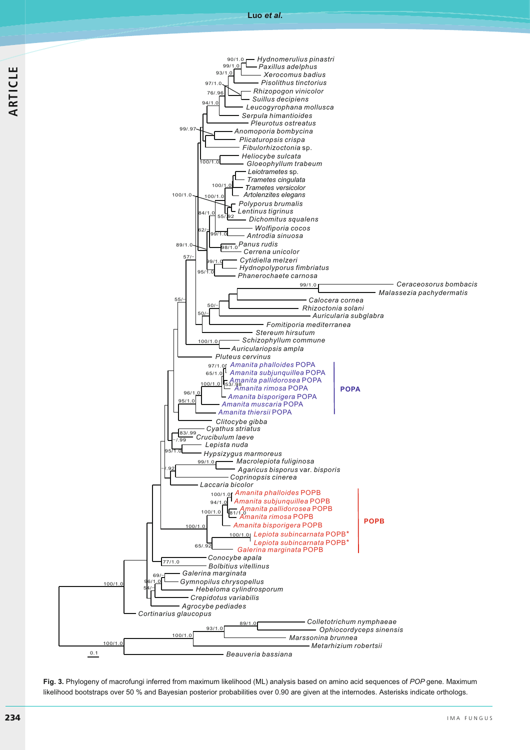**Fig. 3.** Phylogeny of macrofungi inferred from maximum likelihood (ML) analysis based on amino acid sequences of *POP* gene. Maximum likelihood bootstraps over 50 % and Bayesian posterior probabilities over 0.90 are given at the internodes. Asterisks indicate orthologs.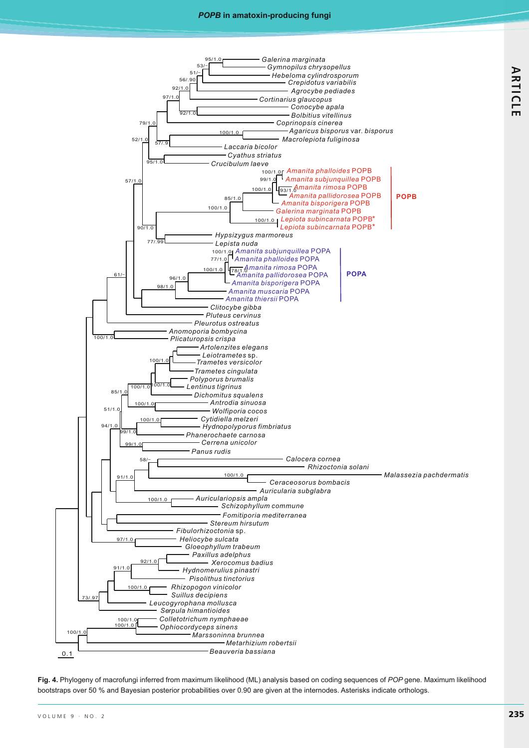**Fig. 4.** Phylogeny of macrofungi inferred from maximum likelihood (ML) analysis based on coding sequences of *POP* gene. Maximum likelihood bootstraps over 50 % and Bayesian posterior probabilities over 0.90 are given at the internodes. Asterisks indicate orthologs.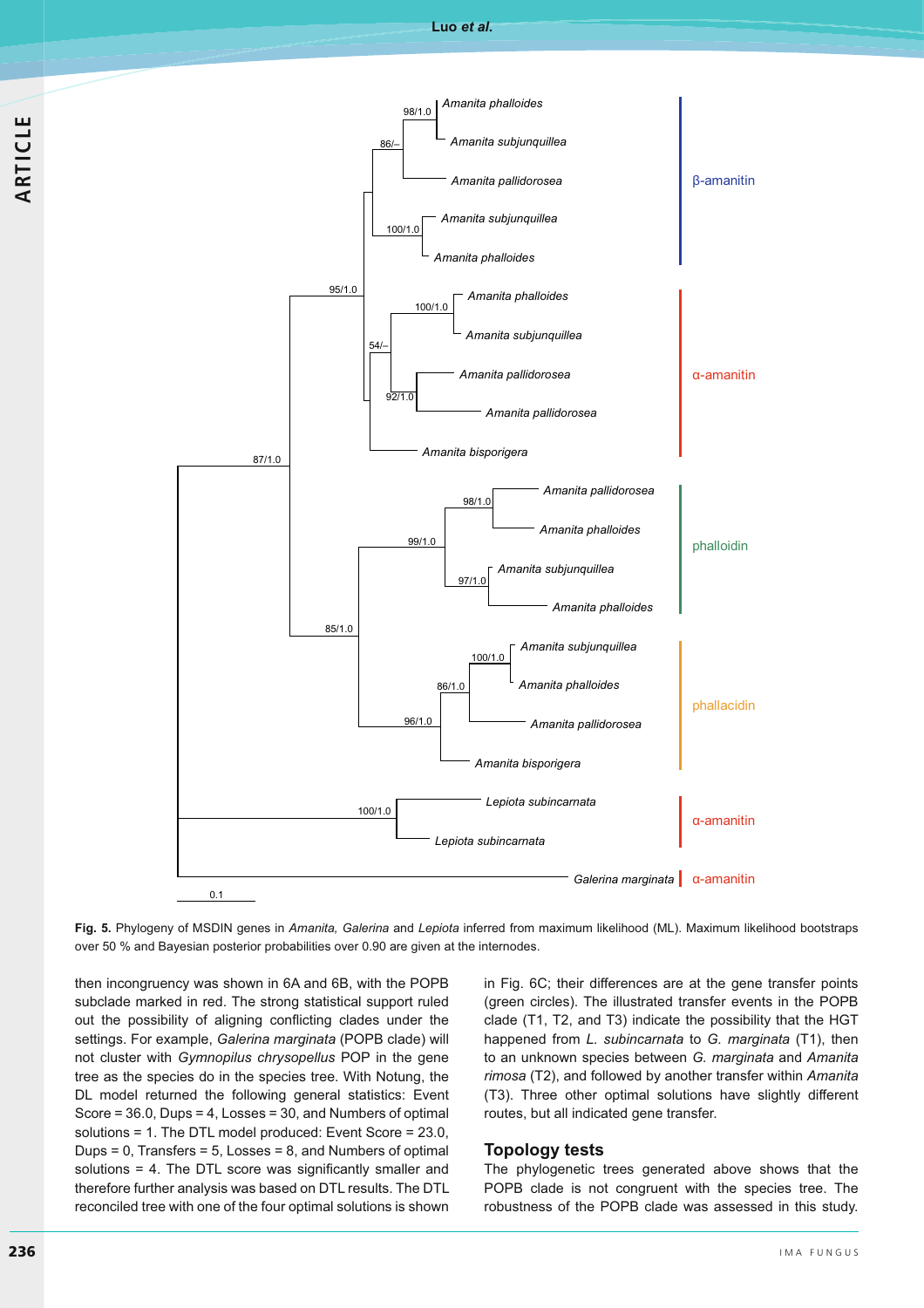Fig. 5. Phylogeny of MSDIN genes in *Amanita*, *Galerina* and *Lepiota* inferred from maximum likelihood (ML). Maximum likelihood bootstraps over 50 % and Bayesian posterior probabilities over 0.90 are given at the internodes.

then incongruency was shown in 6A and 6B, with the POPB subclade marked in red. The strong statistical support ruled out the possibility of aligning conflicting clades under the settings. For example, *Galerina marginata* (POPB clade) will not cluster with *Gymnopilus chrysopellus* POP in the gene tree as the species do in the species tree. With Notung, the DL model returned the following general statistics: Event Score = 36.0, Dups = 4, Losses = 30, and Numbers of optimal solutions = 1. The DTL model produced: Event Score = 23.0, Dups = 0, Transfers = 5, Losses = 8, and Numbers of optimal solutions = 4. The DTL score was significantly smaller and therefore further analysis was based on DTL results. The DTL reconciled tree with one of the four optimal solutions is shown in Fig. 6C; their differences are at the gene transfer points (green circles). The illustrated transfer events in the POPB clade (T1, T2, and T3) indicate the possibility that the HGT happened from *L. subincarnata* to *G. marginata* (T1), then to an unknown species between *G. marginata* and *Amanita rimosa* (T2), and followed by another transfer within *Amanita* (T3). Three other optimal solutions have slightly different routes, but all indicated gene transfer.

## Topology tests

The phylogenetic trees generated above shows that the POPB clade is not congruent with the species tree. The robustness of the POPB clade was assessed in this study.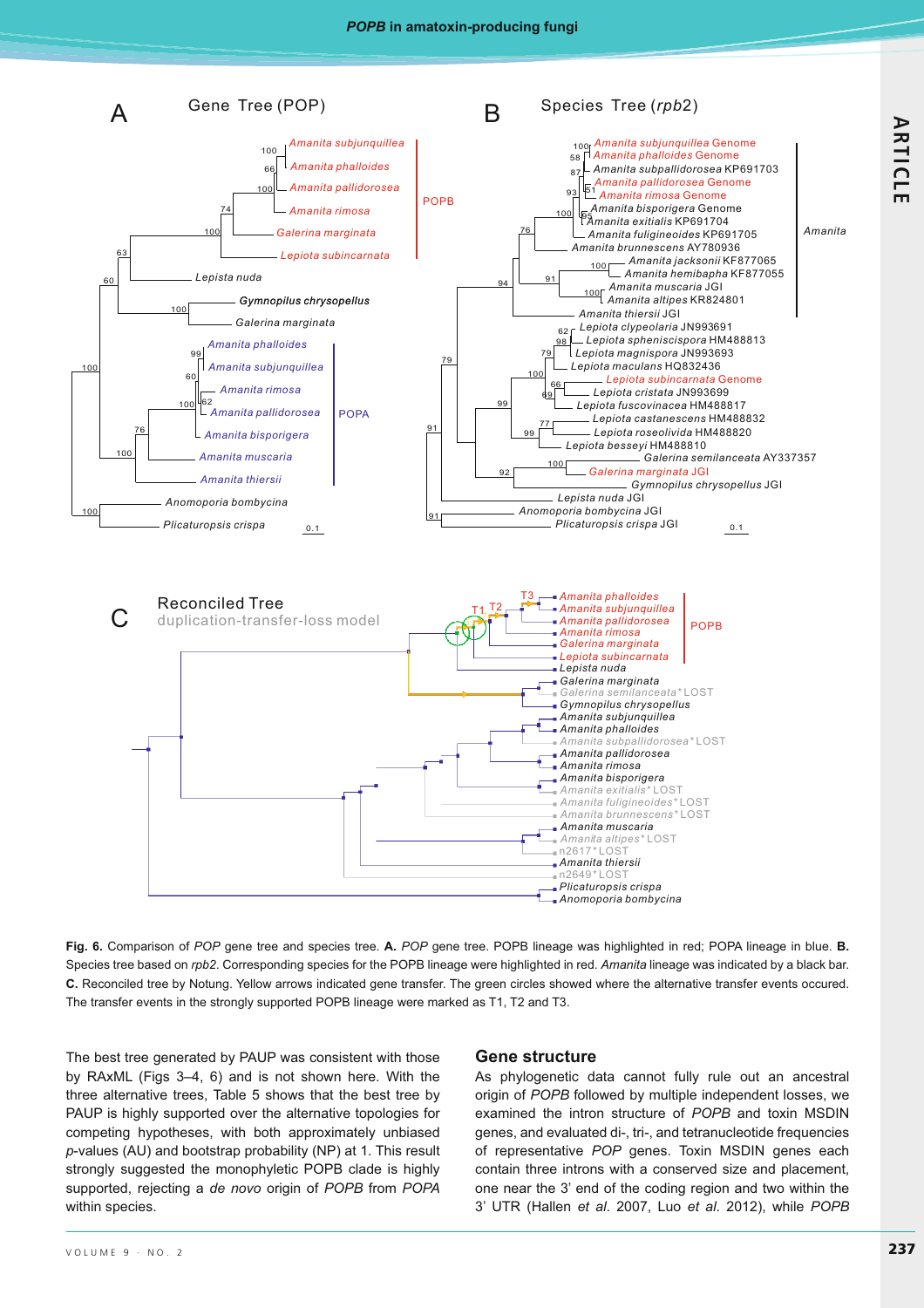**Fig. 6.** Comparison of *POP* gene tree and species tree. **A.** *POP* gene tree. POPB lineage was highlighted in red; POPA lineage in blue. **B.** Species tree based on *rpb2*. Corresponding species for the POPB lineage were highlighted in red. *Amanita* lineage was indicated by a black bar. **C.** Reconciled tree by Notung. Yellow arrows indicated gene transfer. The green circles showed where the alternative transfer events occured. The transfer events in the strongly supported POPB lineage were marked as T1, T2 and T3.

The best tree generated by PAUP was consistent with those by RAxML (Figs 3–4, 6) and is not shown here. With the three alternative trees, Table 5 shows that the best tree by PAUP is highly supported over the alternative topologies for competing hypotheses, with both approximately unbiased *p*-values (AU) and bootstrap probability (NP) at 1. This result strongly suggested the monophyletic POPB clade is highly supported, rejecting a *de novo* origin of *POPB* from *POPA* within species.

## Gene structure

As phylogenetic data cannot fully rule out an ancestral origin of *POPB* followed by multiple independent losses, we examined the intron structure of *POPB* and toxin MSDIN genes, and evaluated di-, tri-, and tetranucleotide frequencies of representative *POP* genes. Toxin MSDIN genes each contain three introns with a conserved size and placement, one near the 3' end of the coding region and two within the 3' UTR (Hallen *et al*. 2007, Luo *et al*. 2012), while *POPB*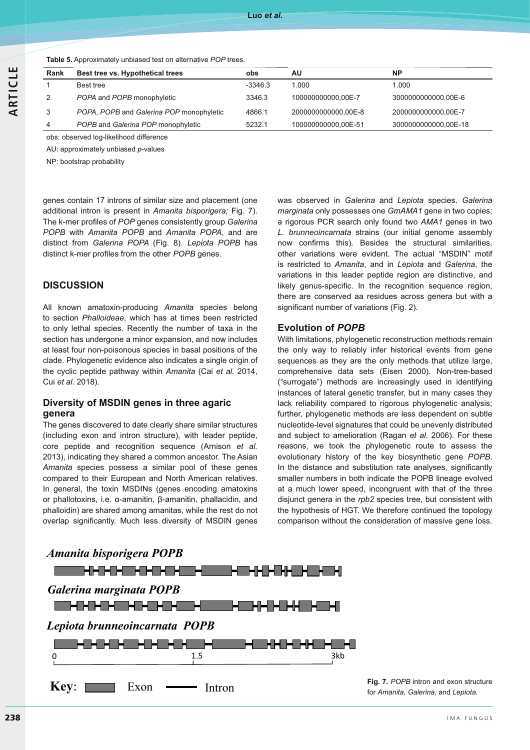**Table 5.** Approximately unbiased test on alternative *POP* trees.

| Rank | Best tree vs. Hypothetical trees | obs | AU | NP |
|---|---|---|---|---|
| 1 | Best tree | -3346.3 | 1.000 | 1.000 |
| 2 | *POPA* and *POPB* monophyletic | 3346.3 | 100000000000,00E-7 | 3000000000000,00E-6 |
| 3 | *POPA*, *POPB* and *Galerina POP* monophyletic | 4866.1 | 2000000000000,00E-8 | 2000000000000,00E-7 |
| 4 | *POPB* and *Galerina POP* monophyletic | 5232.1 | 100000000000,00E-51 | 3000000000000,00E-18 |

obs: observed log-likelihood difference

AU: approximately unbiased *p*-values

NP: bootstrap probability

genes contain 17 introns of similar size and placement (one additional intron is present in *Amanita bisporigera;* Fig. 7). The k-mer profiles of *POP* genes consistently group *Galerina POPB* with *Amanita POPB* and *Amanita POPA*, and are distinct from *Galerina POPA* (Fig. 8). *Lepiota POPB* has distinct k-mer profiles from the other *POPB* genes.

## DISCUSSION

All known amatoxin-producing *Amanita* species belong to section *Phalloideae*, which has at times been restricted to only lethal species. Recently the number of taxa in the section has undergone a minor expansion, and now includes at least four non-poisonous species in basal positions of the clade. Phylogenetic evidence also indicates a single origin of the cyclic peptide pathway within *Amanita* (Cai *et al*. 2014, Cui *et al*. 2018).

### Diversity of MSDIN genes in three agaric genera

The genes discovered to date clearly share similar structures (including exon and intron structure), with leader peptide, core peptide and recognition sequence (Arnison *et al.* 2013), indicating they shared a common ancestor. The Asian *Amanita* species possess a similar pool of these genes compared to their European and North American relatives. In general, the toxin MSDINs (genes encoding amatoxins or phallotoxins, i.e. α-amanitin, β-amanitin, phallacidin, and phalloidin) are shared among amanitas, while the rest do not overlap significantly. Much less diversity of MSDIN genes was observed in *Galerina* and *Lepiota* species. *Galerina marginata* only possesses one *GmAMA1* gene in two copies; a rigorous PCR search only found two *AMA1* genes in two *L. brunneoincarnata* strains (our initial genome assembly now confirms this). Besides the structural similarities, other variations were evident. The actual "MSDIN" motif is restricted to *Amanita*, and in *Lepiota* and *Galerina*, the variations in this leader peptide region are distinctive, and likely genus-specific. In the recognition sequence region, there are conserved aa residues across genera but with a significant number of variations (Fig. 2).

### Evolution of *POPB*

With limitations, phylogenetic reconstruction methods remain the only way to reliably infer historical events from gene sequences as they are the only methods that utilize large, comprehensive data sets (Eisen 2000). Non-tree-based ("surrogate") methods are increasingly used in identifying instances of lateral genetic transfer, but in many cases they lack reliability compared to rigorous phylogenetic analysis; further, phylogenetic methods are less dependent on subtle nucleotide-level signatures that could be unevenly distributed and subject to amelioration (Ragan *et al.* 2006). For these reasons, we took the phylogenetic route to assess the evolutionary history of the key biosynthetic gene *POPB*. In the distance and substitution rate analyses, significantly smaller numbers in both indicate the POPB lineage evolved at a much lower speed, incongruent with that of the three disjunct genera in the *rpb2* species tree, but consistent with the hypothesis of HGT. We therefore continued the topology comparison without the consideration of massive gene loss.

**Fig. 7.** *POPB* intron and exon structure for *Amanita*, *Galerina,* and *Lepiota.*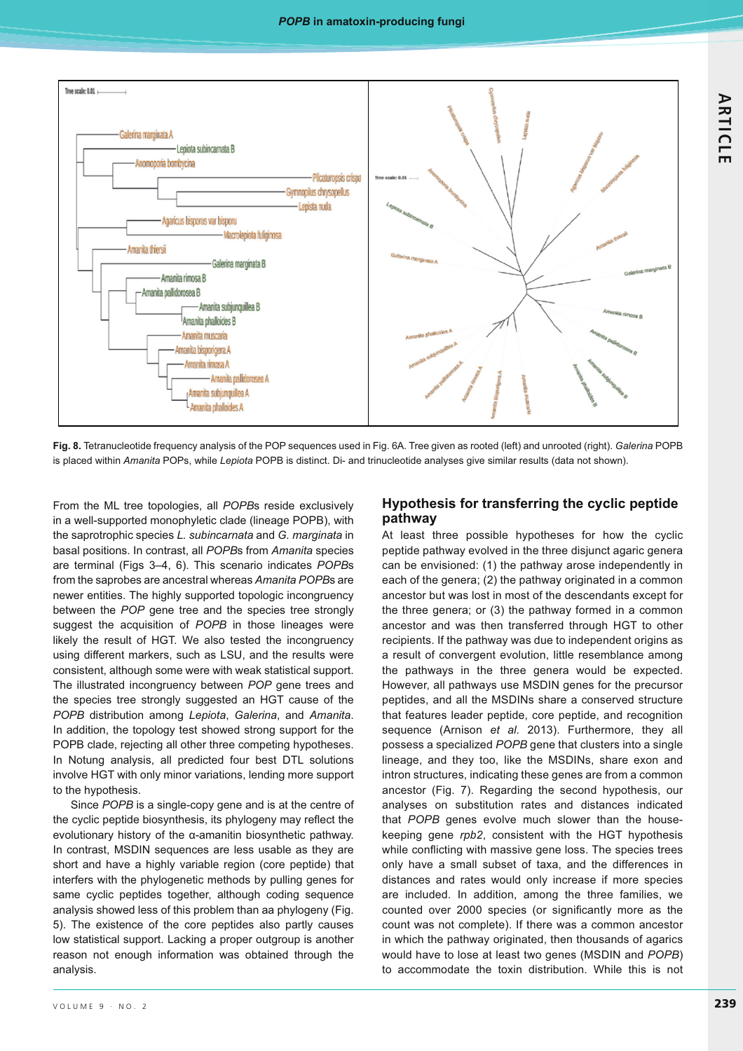Tree scale: 0.01

Galerina marginata A
Lepiota subincarnata B
Amanita bombycina
Pilcaturopsis crispa
Gymnopilus chrysopellus
Lepista nuda
Agaricus bisporus var bisporu
Macrolepiota fuliginosa
Amanita thiersii
Galerina marginata B
Amanita rimosa B
Amanita pallidorosea B
Amanita subjunquillea B
Amanita phalloides B
Amanita muscaria
Amanita bisporigera A
Amanita rimosa A
Amanita pallidorosea A
Amanita subjunquillea A
Amanita phalloides A

Tree scale: 0.01

**Fig. 8.** Tetranucleotide frequency analysis of the POP sequences used in Fig. 6A. Tree given as rooted (left) and unrooted (right). *Galerina* POPB is placed within *Amanita* POPs, while *Lepiota* POPB is distinct. Di- and trinucleotide analyses give similar results (data not shown).

From the ML tree topologies, all *POPB*s reside exclusively in a well-supported monophyletic clade (lineage POPB), with the saprotrophic species *L. subincarnata* and *G. marginata* in basal positions. In contrast, all *POPB*s from *Amanita* species are terminal (Figs 3–4, 6). This scenario indicates *POPB*s from the saprobes are ancestral whereas *Amanita POPB*s are newer ones. The highly supported topologic incongruency between the *POP* gene tree and the species tree strongly suggest the acquisition of *POPB* in those lineages were likely the result of HGT. We also tested the incongruency using different markers, such as LSU, and the results were consistent, although some were with weak statistical support. The illustrated incongruency between *POP* gene trees and the species tree strongly suggested an HGT cause of the *POPB* distribution among *Lepiota*, *Galerina*, and *Amanita*. In addition, the topology test showed strong support for the POPB clade, rejecting all other three competing hypotheses. In Notung analysis, all predicted four best DTL solutions involve HGT with only minor variations, lending more support to the hypothesis.

Since *POPB* is a single-copy gene and is at the centre of the cyclic peptide biosynthesis, its phylogeny may reflect the evolutionary history of the α-amanitin biosynthetic pathway. In contrast, MSDIN sequences are less usable as they are short and have a highly variable region (core peptide) that interferes with the phylogenetic methods by pulling genes for same cyclic peptides together, although coding sequence analysis showed less of this problem than aa phylogeny (Fig. 5). The existence of the core peptides also partly causes low statistical support. Lacking a proper outgroup is another reason not enough information was obtained through the analysis.

## Hypothesis for transferring the cyclic peptide pathway

At least three possible hypotheses for how the cyclic peptide pathway evolved in the three disjunct agaric genera can be envisioned: (1) the pathway arose independently in each of the genera; (2) the pathway originated in a common ancestor but was lost in most of the descendants except for the three genera; or (3) the pathway formed in a common ancestor and was then transferred through HGT to other recipients. If the pathway was due to independent origins as a result of convergent evolution, little resemblance among the pathways in the three genera would be expected. However, all pathways use MSDIN genes for the precursor peptides, and all the MSDINs share a conserved structure that features leader peptide, core peptide, and recognition sequence (Arnison *et al.* 2013). Furthermore, they all possess a specialized *POPB* gene that clusters into a single lineage, and they too, like the MSDINs, share exon and intron structures, indicating these genes are from a common ancestor (Fig. 7). Regarding the second hypothesis, our analyses on substitution rates and distances indicated that *POPB* genes evolve much slower than the house-keeping gene *rpb2*, consistent with the HGT hypothesis while conflicting with massive gene loss. The species trees only have a small subset of taxa, and the differences in distances and rates would only increase if more species are included. In addition, among the three families, we counted over 2000 species (or significantly more as the count was not complete). If there was a common ancestor in which the pathway originated, then thousands of agarics would have to lose at least two genes (MSDIN and *POPB*) to accommodate the toxin distribution. While this is not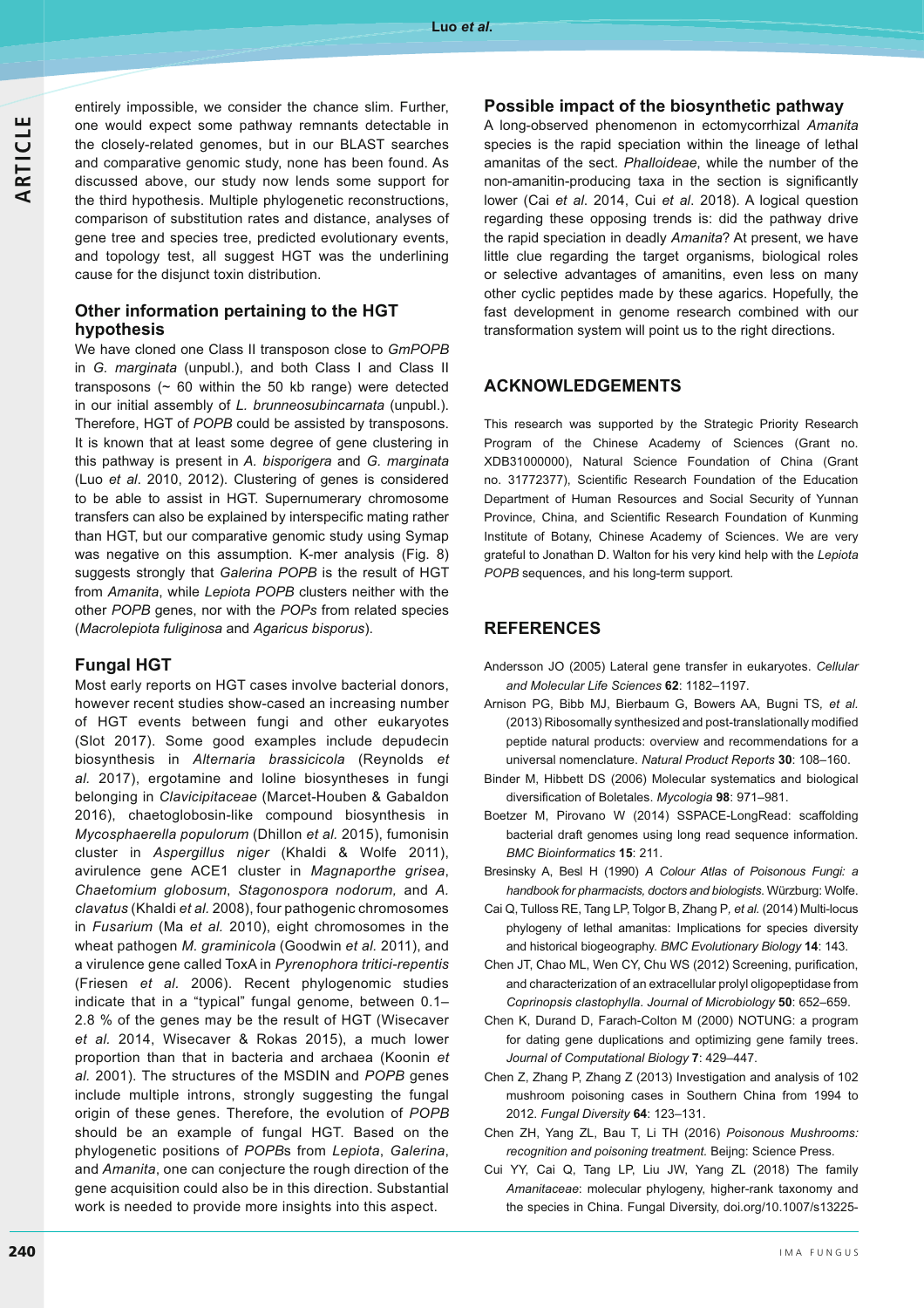entirely impossible, we consider the chance slim. Further, one would expect some pathway remnants detectable in the closely-related genomes, but in our BLAST searches and comparative genomic study, none has been found. As discussed above, our study now lends some support for the third hypothesis. Multiple phylogenetic reconstructions, comparison of substitution rates and distance, analyses of gene tree and species tree, predicted evolutionary events, and topology test, all suggest HGT was the underlining cause for the disjunct toxin distribution.

## Other information pertaining to the HGT hypothesis

We have cloned one Class II transposon close to *GmPOPB* in *G. marginata* (unpubl.), and both Class I and Class II transposons (~ 60 within the 50 kb range) were detected in our initial assembly of *L. brunneosubincarnata* (unpubl.). Therefore, HGT of *POPB* could be assisted by transposons. It is known that at least some degree of gene clustering in this pathway is present in *A. bisporigera* and *G. marginata* (Luo *et al*. 2010, 2012). Clustering of genes is considered to be able to assist in HGT. Supernumerary chromosome transfers can also be explained by interspecific mating rather than HGT, but our comparative genomic study using Symap was negative on this assumption. K-mer analysis (Fig. 8) suggests strongly that *Galerina POPB* is the result of HGT from *Amanita*, while *Lepiota POPB* clusters neither with the other *POPB* genes, nor with the *POPs* from related species (*Macrolepiota fuliginosa* and *Agaricus bisporus*).

## Fungal HGT

Most early reports on HGT cases involve bacterial donors, however recent studies show-cased an increasing number of HGT events between fungi and other eukaryotes (Slot 2017). Some good examples include depudecin biosynthesis in *Alternaria brassicicola* (Reynolds *et al.* 2017), ergotamine and loline biosyntheses in fungi belonging in *Clavicipitaceae* (Marcet-Houben & Gabaldon 2016), chaetoglobosin-like compound biosynthesis in *Mycosphaerella populorum* (Dhillon *et al.* 2015), fumonisin cluster in *Aspergillus niger* (Khaldi & Wolfe 2011), avirulence gene ACE1 cluster in *Magnaporthe grisea*, *Chaetomium globosum*, *Stagonospora nodorum,* and *A. clavatus* (Khaldi *et al.* 2008), four pathogenic chromosomes in *Fusarium* (Ma *et al.* 2010), eight chromosomes in the wheat pathogen *M. graminicola* (Goodwin *et al*. 2011), and a virulence gene called ToxA in *Pyrenophora tritici-repentis* (Friesen *et al*. 2006). Recent phylogenomic studies indicate that in a "typical" fungal genome, between 0.1–2.8 % of the genes may be the result of HGT (Wisecaver *et al.* 2014, Wisecaver & Rokas 2015), a much lower proportion than that in bacteria and archaea (Koonin *et al.* 2001). The structures of the MSDIN and *POPB* genes include multiple introns, strongly suggesting the fungal origin of these genes. Therefore, the evolution of *POPB* should be an example of fungal HGT. Based on the phylogenetic positions of *POPB*s from *Lepiota*, *Galerina*, and *Amanita*, one can conjecture the rough direction of the gene acquisition could also be in this direction. Substantial work is needed to provide more insights into this aspect.

## Possible impact of the biosynthetic pathway

A long-observed phenomenon in ectomycorrhizal *Amanita* species is the rapid speciation within the lineage of lethal amanitas of the sect. *Phalloideae*, while the number of the non-amanitin-producing taxa in the section is significantly lower (Cai *et al*. 2014, Cui *et al*. 2018). A logical question regarding these opposing trends is: did the pathway drive the rapid speciation in deadly *Amanita*? At present, we have little clue regarding the target organisms, biological roles or selective advantages of amanitins, even less on many other cyclic peptides made by these agarics. Hopefully, the fast development in genome research combined with our transformation system will point us to the right directions.

## ACKNOWLEDGEMENTS

This research was supported by the Strategic Priority Research Program of the Chinese Academy of Sciences (Grant no. XDB31000000), Natural Science Foundation of China (Grant no. 31772377), Scientific Research Foundation of the Education Department of Human Resources and Social Security of Yunnan Province, China, and Scientific Research Foundation of Kunming Institute of Botany, Chinese Academy of Sciences. We are very grateful to Jonathan D. Walton for his very kind help with the *Lepiota POPB* sequences, and his long-term support.

## REFERENCES

Andersson JO (2005) Lateral gene transfer in eukaryotes. *Cellular and Molecular Life Sciences* **62**: 1182–1197.

Arnison PG, Bibb MJ, Bierbaum G, Bowers AA, Bugni TS*, et al.* (2013) Ribosomally synthesized and post-translationally modified peptide natural products: overview and recommendations for a universal nomenclature. *Natural Product Reports* **30**: 108–160.

Binder M, Hibbett DS (2006) Molecular systematics and biological diversification of Boletales. *Mycologia* **98**: 971–981.

Boetzer M, Pirovano W (2014) SSPACE-LongRead: scaffolding bacterial draft genomes using long read sequence information. *BMC Bioinformatics* **15**: 211.

Bresinsky A, Besl H (1990) *A Colour Atlas of Poisonous Fungi: a handbook for pharmacists, doctors and biologists.* Würzburg: Wolfe.

Cai Q, Tulloss RE, Tang LP, Tolgor B, Zhang P*, et al.* (2014) Multi-locus phylogeny of lethal amanitas: Implications for species diversity and historical biogeography. *BMC Evolutionary Biology* **14**: 143.

Chen JT, Chao ML, Wen CY, Chu WS (2012) Screening, purification, and characterization of an extracellular prolyl oligopeptidase from *Coprinopsis clastophylla*. *Journal of Microbiology* **50**: 652–659.

Chen K, Durand D, Farach-Colton M (2000) NOTUNG: a program for dating gene duplications and optimizing gene family trees. *Journal of Computational Biology* **7**: 429–447.

Chen Z, Zhang P, Zhang Z (2013) Investigation and analysis of 102 mushroom poisoning cases in Southern China from 1994 to 2012. *Fungal Diversity* **64**: 123–131.

Chen ZH, Yang ZL, Bau T, Li TH (2016) *Poisonous Mushrooms: recognition and poisoning treatment.* Beijng: Science Press.

Cui YY, Cai Q, Tang LP, Liu JW, Yang ZL (2018) The family *Amanitaceae*: molecular phylogeny, higher-rank taxonomy and the species in China. Fungal Diversity, doi.org/10.1007/s13225-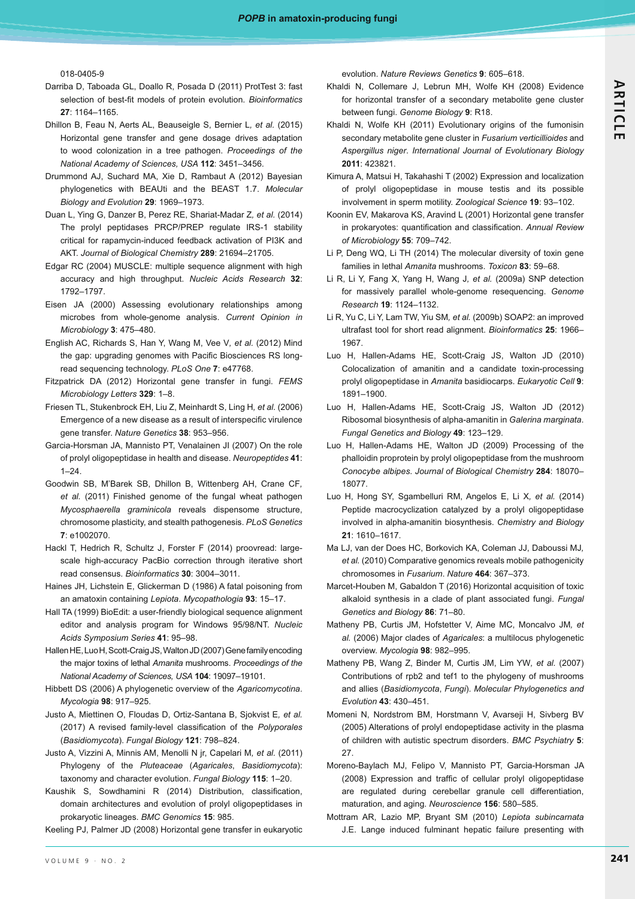018-0405-9

Darriba D, Taboada GL, Doallo R, Posada D (2011) ProtTest 3: fast selection of best-fit models of protein evolution. *Bioinformatics* **27**: 1164–1165.

Dhillon B, Feau N, Aerts AL, Beauseigle S, Bernier L, *et al.* (2015) Horizontal gene transfer and gene dosage drives adaptation to wood colonization in a tree pathogen. *Proceedings of the National Academy of Sciences, USA* **112**: 3451–3456.

Drummond AJ, Suchard MA, Xie D, Rambaut A (2012) Bayesian phylogenetics with BEAUti and the BEAST 1.7. *Molecular Biology and Evolution* **29**: 1969–1973.

Duan L, Ying G, Danzer B, Perez RE, Shariat-Madar Z, *et al.* (2014) The prolyl peptidases PRCP/PREP regulate IRS-1 stability critical for rapamycin-induced feedback activation of PI3K and AKT. *Journal of Biological Chemistry* **289**: 21694–21705.

Edgar RC (2004) MUSCLE: multiple sequence alignment with high accuracy and high throughput. *Nucleic Acids Research* **32**: 1792–1797.

Eisen JA (2000) Assessing evolutionary relationships among microbes from whole-genome analysis. *Current Opinion in Microbiology* **3**: 475–480.

English AC, Richards S, Han Y, Wang M, Vee V, *et al.* (2012) Mind the gap: upgrading genomes with Pacific Biosciences RS long-read sequencing technology. *PLoS One* **7**: e47768.

Fitzpatrick DA (2012) Horizontal gene transfer in fungi. *FEMS Microbiology Letters* **329**: 1–8.

Friesen TL, Stukenbrock EH, Liu Z, Meinhardt S, Ling H, *et al.* (2006) Emergence of a new disease as a result of interspecific virulence gene transfer. *Nature Genetics* **38**: 953–956.

Garcia-Horsman JA, Mannisto PT, Venalainen JI (2007) On the role of prolyl oligopeptidase in health and disease. *Neuropeptides* **41**: 1–24.

Goodwin SB, M'Barek SB, Dhillon B, Wittenberg AH, Crane CF, *et al.* (2011) Finished genome of the fungal wheat pathogen *Mycosphaerella graminicola* reveals dispensome structure, chromosome plasticity, and stealth pathogenesis. *PLoS Genetics* **7**: e1002070.

Hackl T, Hedrich R, Schultz J, Forster F (2014) proovread: large-scale high-accuracy PacBio correction through iterative short read consensus. *Bioinformatics* **30**: 3004–3011.

Haines JH, Lichstein E, Glickerman D (1986) A fatal poisoning from an amatoxin containing *Lepiota*. *Mycopathologia* **93**: 15–17.

Hall TA (1999) BioEdit: a user-friendly biological sequence alignment editor and analysis program for Windows 95/98/NT. *Nucleic Acids Symposium Series* **41**: 95–98.

Hallen HE, Luo H, Scott-Craig JS, Walton JD (2007) Gene family encoding the major toxins of lethal *Amanita* mushrooms. *Proceedings of the National Academy of Sciences, USA* **104**: 19097–19101.

Hibbett DS (2006) A phylogenetic overview of the *Agaricomycotina*. *Mycologia* **98**: 917–925.

Justo A, Miettinen O, Floudas D, Ortiz-Santana B, Sjokvist E, *et al.* (2017) A revised family-level classification of the *Polyporales* (*Basidiomycota*). *Fungal Biology* **121**: 798–824.

Justo A, Vizzini A, Minnis AM, Menolli N jr, Capelari M, *et al.* (2011) Phylogeny of the *Pluteaceae* (*Agaricales*, *Basidiomycota*): taxonomy and character evolution. *Fungal Biology* **115**: 1–20.

Kaushik S, Sowdhamini R (2014) Distribution, classification, domain architectures and evolution of prolyl oligopeptidases in prokaryotic lineages. *BMC Genomics* **15**: 985.

Keeling PJ, Palmer JD (2008) Horizontal gene transfer in eukaryotic evolution. *Nature Reviews Genetics* **9**: 605–618.

Khaldi N, Collemare J, Lebrun MH, Wolfe KH (2008) Evidence for horizontal transfer of a secondary metabolite gene cluster between fungi. *Genome Biology* **9**: R18.

Khaldi N, Wolfe KH (2011) Evolutionary origins of the fumonisin secondary metabolite gene cluster in *Fusarium verticillioides* and *Aspergillus niger*. *International Journal of Evolutionary Biology* **2011**: 423821.

Kimura A, Matsui H, Takahashi T (2002) Expression and localization of prolyl oligopeptidase in mouse testis and its possible involvement in sperm motility. *Zoological Science* **19**: 93–102.

Koonin EV, Makarova KS, Aravind L (2001) Horizontal gene transfer in prokaryotes: quantification and classification. *Annual Review of Microbiology* **55**: 709–742.

Li P, Deng WQ, Li TH (2014) The molecular diversity of toxin gene families in lethal *Amanita* mushrooms. *Toxicon* **83**: 59–68.

Li R, Li Y, Fang X, Yang H, Wang J, *et al.* (2009a) SNP detection for massively parallel whole-genome resequencing. *Genome Research* **19**: 1124–1132.

Li R, Yu C, Li Y, Lam TW, Yiu SM, *et al.* (2009b) SOAP2: an improved ultrafast tool for short read alignment. *Bioinformatics* **25**: 1966–1967.

Luo H, Hallen-Adams HE, Scott-Craig JS, Walton JD (2010) Colocalization of amanitin and a candidate toxin-processing prolyl oligopeptidase in *Amanita* basidiocarps. *Eukaryotic Cell* **9**: 1891–1900.

Luo H, Hallen-Adams HE, Scott-Craig JS, Walton JD (2012) Ribosomal biosynthesis of alpha-amanitin in *Galerina marginata*. *Fungal Genetics and Biology* **49**: 123–129.

Luo H, Hallen-Adams HE, Walton JD (2009) Processing of the phalloidin proprotein by prolyl oligopeptidase from the mushroom *Conocybe albipes*. *Journal of Biological Chemistry* **284**: 18070–18077.

Luo H, Hong SY, Sgambelluri RM, Angelos E, Li X, *et al.* (2014) Peptide macrocyclization catalyzed by a prolyl oligopeptidase involved in alpha-amanitin biosynthesis. *Chemistry and Biology* **21**: 1610–1617.

Ma LJ, van der Does HC, Borkovich KA, Coleman JJ, Daboussi MJ, *et al.* (2010) Comparative genomics reveals mobile pathogenicity chromosomes in *Fusarium*. *Nature* **464**: 367–373.

Marcet-Houben M, Gabaldon T (2016) Horizontal acquisition of toxic alkaloid synthesis in a clade of plant associated fungi. *Fungal Genetics and Biology* **86**: 71–80.

Matheny PB, Curtis JM, Hofstetter V, Aime MC, Moncalvo JM, *et al.* (2006) Major clades of *Agaricales*: a multilocus phylogenetic overview. *Mycologia* **98**: 982–995.

Matheny PB, Wang Z, Binder M, Curtis JM, Lim YW, *et al.* (2007) Contributions of rpb2 and tef1 to the phylogeny of mushrooms and allies (*Basidiomycota*, *Fungi*). *Molecular Phylogenetics and Evolution* **43**: 430–451.

Momeni N, Nordstrom BM, Horstmann V, Avarseji H, Sivberg BV (2005) Alterations of prolyl endopeptidase activity in the plasma of children with autistic spectrum disorders. *BMC Psychiatry* **5**: 27.

Moreno-Baylach MJ, Felipo V, Mannisto PT, Garcia-Horsman JA (2008) Expression and traffic of cellular prolyl oligopeptidase are regulated during cerebellar granule cell differentiation, maturation, and aging. *Neuroscience* **156**: 580–585.

Mottram AR, Lazio MP, Bryant SM (2010) *Lepiota subincarnata* J.E. Lange induced fulminant hepatic failure presenting with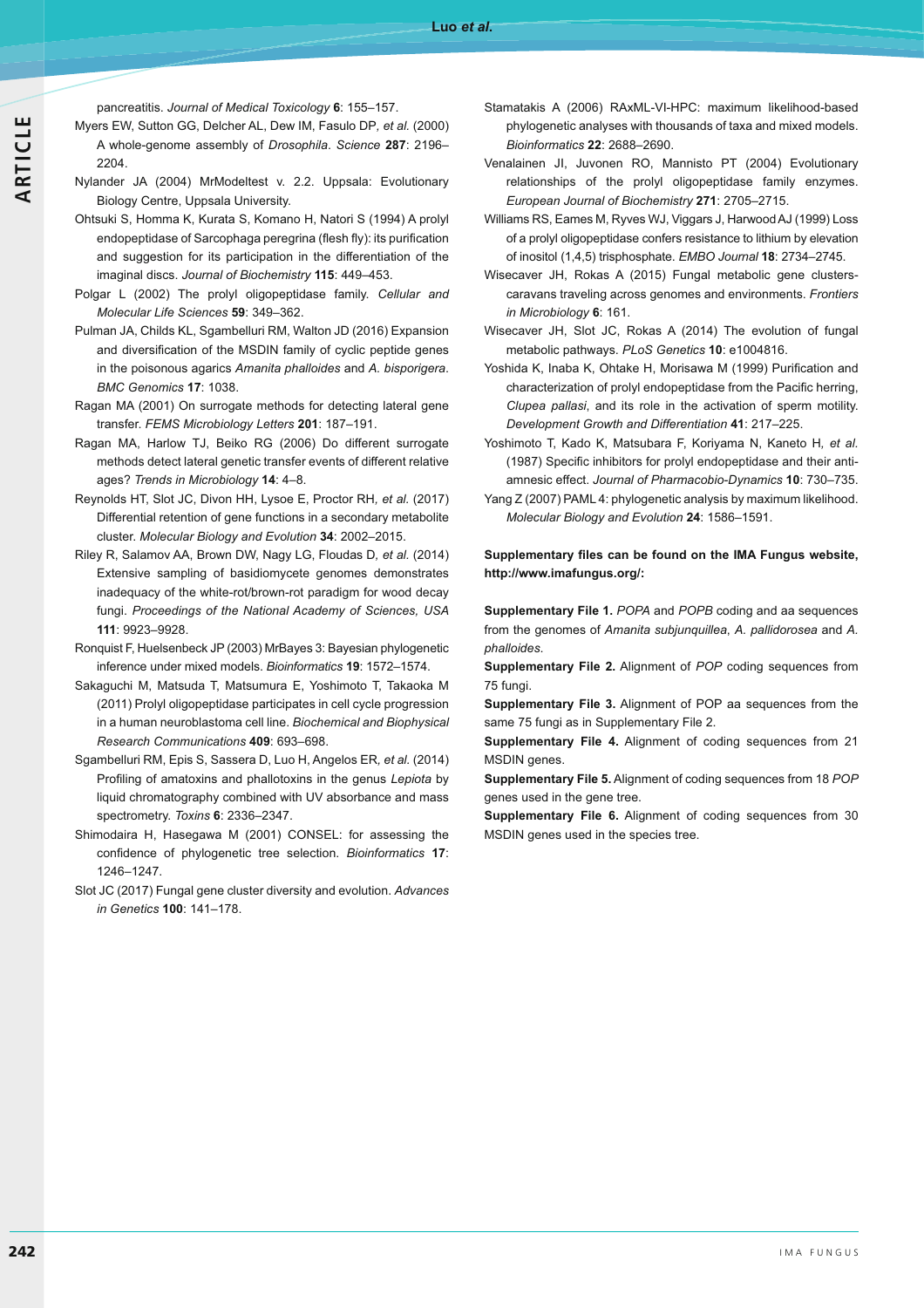pancreatitis. *Journal of Medical Toxicology* **6**: 155–157.

Myers EW, Sutton GG, Delcher AL, Dew IM, Fasulo DP, *et al.* (2000) A whole-genome assembly of *Drosophila*. *Science* **287**: 2196–2204.

Nylander JA (2004) MrModeltest v. 2.2. Uppsala: Evolutionary Biology Centre, Uppsala University.

Ohtsuki S, Homma K, Kurata S, Komano H, Natori S (1994) A prolyl endopeptidase of Sarcophaga peregrina (flesh fly): its purification and suggestion for its participation in the differentiation of the imaginal discs. *Journal of Biochemistry* **115**: 449–453.

Polgar L (2002) The prolyl oligopeptidase family. *Cellular and Molecular Life Sciences* **59**: 349–362.

Pulman JA, Childs KL, Sgambelluri RM, Walton JD (2016) Expansion and diversification of the MSDIN family of cyclic peptide genes in the poisonous agarics *Amanita phalloides* and *A. bisporigera*. *BMC Genomics* **17**: 1038.

Ragan MA (2001) On surrogate methods for detecting lateral gene transfer. *FEMS Microbiology Letters* **201**: 187–191.

Ragan MA, Harlow TJ, Beiko RG (2006) Do different surrogate methods detect lateral genetic transfer events of different relative ages? *Trends in Microbiology* **14**: 4–8.

Reynolds HT, Slot JC, Divon HH, Lysoe E, Proctor RH, *et al.* (2017) Differential retention of gene functions in a secondary metabolite cluster. *Molecular Biology and Evolution* **34**: 2002–2015.

Riley R, Salamov AA, Brown DW, Nagy LG, Floudas D, *et al.* (2014) Extensive sampling of basidiomycete genomes demonstrates inadequacy of the white-rot/brown-rot paradigm for wood decay fungi. *Proceedings of the National Academy of Sciences, USA* **111**: 9923–9928.

Ronquist F, Huelsenbeck JP (2003) MrBayes 3: Bayesian phylogenetic inference under mixed models. *Bioinformatics* **19**: 1572–1574.

Sakaguchi M, Matsuda T, Matsumura E, Yoshimoto T, Takaoka M (2011) Prolyl oligopeptidase participates in cell cycle progression in a human neuroblastoma cell line. *Biochemical and Biophysical Research Communications* **409**: 693–698.

Sgambelluri RM, Epis S, Sassera D, Luo H, Angelos ER, *et al.* (2014) Profiling of amatoxins and phallotoxins in the genus *Lepiota* by liquid chromatography combined with UV absorbance and mass spectrometry. *Toxins* **6**: 2336–2347.

Shimodaira H, Hasegawa M (2001) CONSEL: for assessing the confidence of phylogenetic tree selection. *Bioinformatics* **17**: 1246–1247.

Slot JC (2017) Fungal gene cluster diversity and evolution. *Advances in Genetics* **100**: 141–178.

Stamatakis A (2006) RAxML-VI-HPC: maximum likelihood-based phylogenetic analyses with thousands of taxa and mixed models. *Bioinformatics* **22**: 2688–2690.

Venalainen JI, Juvonen RO, Mannisto PT (2004) Evolutionary relationships of the prolyl oligopeptidase family enzymes. *European Journal of Biochemistry* **271**: 2705–2715.

Williams RS, Eames M, Ryves WJ, Viggars J, Harwood AJ (1999) Loss of a prolyl oligopeptidase confers resistance to lithium by elevation of inositol (1,4,5) trisphosphate. *EMBO Journal* **18**: 2734–2745.

Wisecaver JH, Rokas A (2015) Fungal metabolic gene clusters-caravans traveling across genomes and environments. *Frontiers in Microbiology* **6**: 161.

Wisecaver JH, Slot JC, Rokas A (2014) The evolution of fungal metabolic pathways. *PLoS Genetics* **10**: e1004816.

Yoshida K, Inaba K, Ohtake H, Morisawa M (1999) Purification and characterization of prolyl endopeptidase from the Pacific herring, *Clupea pallasi*, and its role in the activation of sperm motility. *Development Growth and Differentiation* **41**: 217–225.

Yoshimoto T, Kado K, Matsubara F, Koriyama N, Kaneto H, *et al.* (1987) Specific inhibitors for prolyl endopeptidase and their anti-amnesic effect. *Journal of Pharmacobio-Dynamics* **10**: 730–735.

Yang Z (2007) PAML 4: phylogenetic analysis by maximum likelihood. *Molecular Biology and Evolution* **24**: 1586–1591.

**Supplementary files can be found on the IMA Fungus website, http://www.imafungus.org/:**

**Supplementary File 1.** *POPA* and *POPB* coding and aa sequences from the genomes of *Amanita subjunquillea*, *A. pallidorosea* and *A. phalloides*.

**Supplementary File 2.** Alignment of *POP* coding sequences from 75 fungi.

**Supplementary File 3.** Alignment of POP aa sequences from the same 75 fungi as in Supplementary File 2.

**Supplementary File 4.** Alignment of coding sequences from 21 MSDIN genes.

**Supplementary File 5.** Alignment of coding sequences from 18 *POP* genes used in the gene tree.

**Supplementary File 6.** Alignment of coding sequences from 30 MSDIN genes used in the species tree.